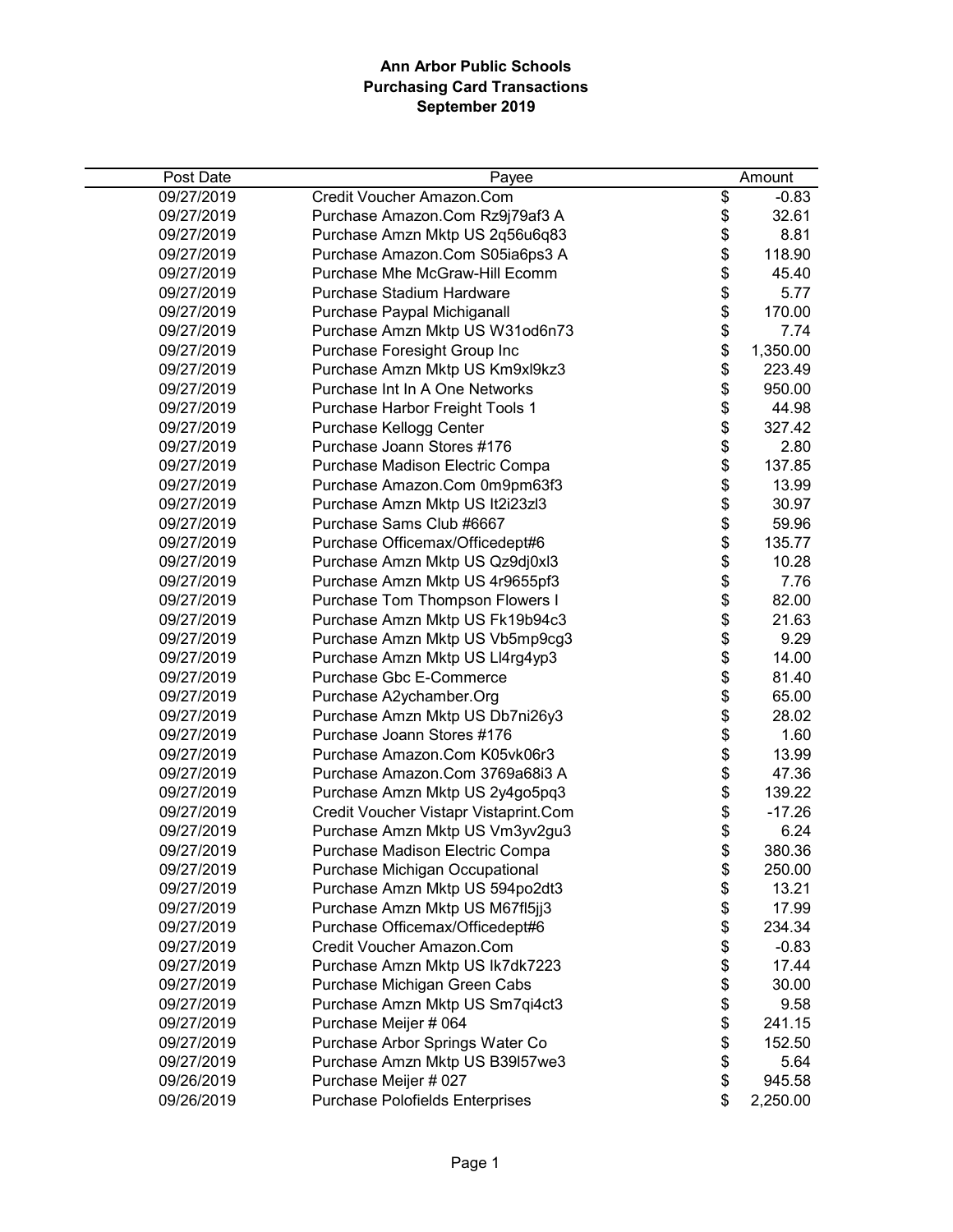# Ann Arbor Public Schools
## Purchasing Card Transactions
### September 2019

| Post Date | Payee | Amount |
|---|---|---|
| 09/27/2019 | Credit Voucher Amazon.Com | $ -0.83 |
| 09/27/2019 | Purchase Amazon.Com Rz9j79af3 A | $ 32.61 |
| 09/27/2019 | Purchase Amzn Mktp US 2q56u6q83 | $ 8.81 |
| 09/27/2019 | Purchase Amazon.Com S05ia6ps3 A | $ 118.90 |
| 09/27/2019 | Purchase Mhe McGraw-Hill Ecomm | $ 45.40 |
| 09/27/2019 | Purchase Stadium Hardware | $ 5.77 |
| 09/27/2019 | Purchase Paypal Michiganall | $ 170.00 |
| 09/27/2019 | Purchase Amzn Mktp US W31od6n73 | $ 7.74 |
| 09/27/2019 | Purchase Foresight Group Inc | $ 1,350.00 |
| 09/27/2019 | Purchase Amzn Mktp US Km9xl9kz3 | $ 223.49 |
| 09/27/2019 | Purchase Int In A One Networks | $ 950.00 |
| 09/27/2019 | Purchase Harbor Freight Tools 1 | $ 44.98 |
| 09/27/2019 | Purchase Kellogg Center | $ 327.42 |
| 09/27/2019 | Purchase Joann Stores #176 | $ 2.80 |
| 09/27/2019 | Purchase Madison Electric Compa | $ 137.85 |
| 09/27/2019 | Purchase Amazon.Com 0m9pm63f3 | $ 13.99 |
| 09/27/2019 | Purchase Amzn Mktp US It2i23zl3 | $ 30.97 |
| 09/27/2019 | Purchase Sams Club #6667 | $ 59.96 |
| 09/27/2019 | Purchase Officemax/Officedept#6 | $ 135.77 |
| 09/27/2019 | Purchase Amzn Mktp US Qz9dj0xl3 | $ 10.28 |
| 09/27/2019 | Purchase Amzn Mktp US 4r9655pf3 | $ 7.76 |
| 09/27/2019 | Purchase Tom Thompson Flowers I | $ 82.00 |
| 09/27/2019 | Purchase Amzn Mktp US Fk19b94c3 | $ 21.63 |
| 09/27/2019 | Purchase Amzn Mktp US Vb5mp9cg3 | $ 9.29 |
| 09/27/2019 | Purchase Amzn Mktp US Ll4rg4yp3 | $ 14.00 |
| 09/27/2019 | Purchase Gbc E-Commerce | $ 81.40 |
| 09/27/2019 | Purchase A2ychamber.Org | $ 65.00 |
| 09/27/2019 | Purchase Amzn Mktp US Db7ni26y3 | $ 28.02 |
| 09/27/2019 | Purchase Joann Stores #176 | $ 1.60 |
| 09/27/2019 | Purchase Amazon.Com K05vk06r3 | $ 13.99 |
| 09/27/2019 | Purchase Amazon.Com 3769a68i3 A | $ 47.36 |
| 09/27/2019 | Purchase Amzn Mktp US 2y4go5pq3 | $ 139.22 |
| 09/27/2019 | Credit Voucher Vistapr Vistaprint.Com | $ -17.26 |
| 09/27/2019 | Purchase Amzn Mktp US Vm3yv2gu3 | $ 6.24 |
| 09/27/2019 | Purchase Madison Electric Compa | $ 380.36 |
| 09/27/2019 | Purchase Michigan Occupational | $ 250.00 |
| 09/27/2019 | Purchase Amzn Mktp US 594po2dt3 | $ 13.21 |
| 09/27/2019 | Purchase Amzn Mktp US M67fl5jj3 | $ 17.99 |
| 09/27/2019 | Purchase Officemax/Officedept#6 | $ 234.34 |
| 09/27/2019 | Credit Voucher Amazon.Com | $ -0.83 |
| 09/27/2019 | Purchase Amzn Mktp US Ik7dk7223 | $ 17.44 |
| 09/27/2019 | Purchase Michigan Green Cabs | $ 30.00 |
| 09/27/2019 | Purchase Amzn Mktp US Sm7qi4ct3 | $ 9.58 |
| 09/27/2019 | Purchase Meijer # 064 | $ 241.15 |
| 09/27/2019 | Purchase Arbor Springs Water Co | $ 152.50 |
| 09/27/2019 | Purchase Amzn Mktp US B39l57we3 | $ 5.64 |
| 09/26/2019 | Purchase Meijer # 027 | $ 945.58 |
| 09/26/2019 | Purchase Polofields Enterprises | $ 2,250.00 |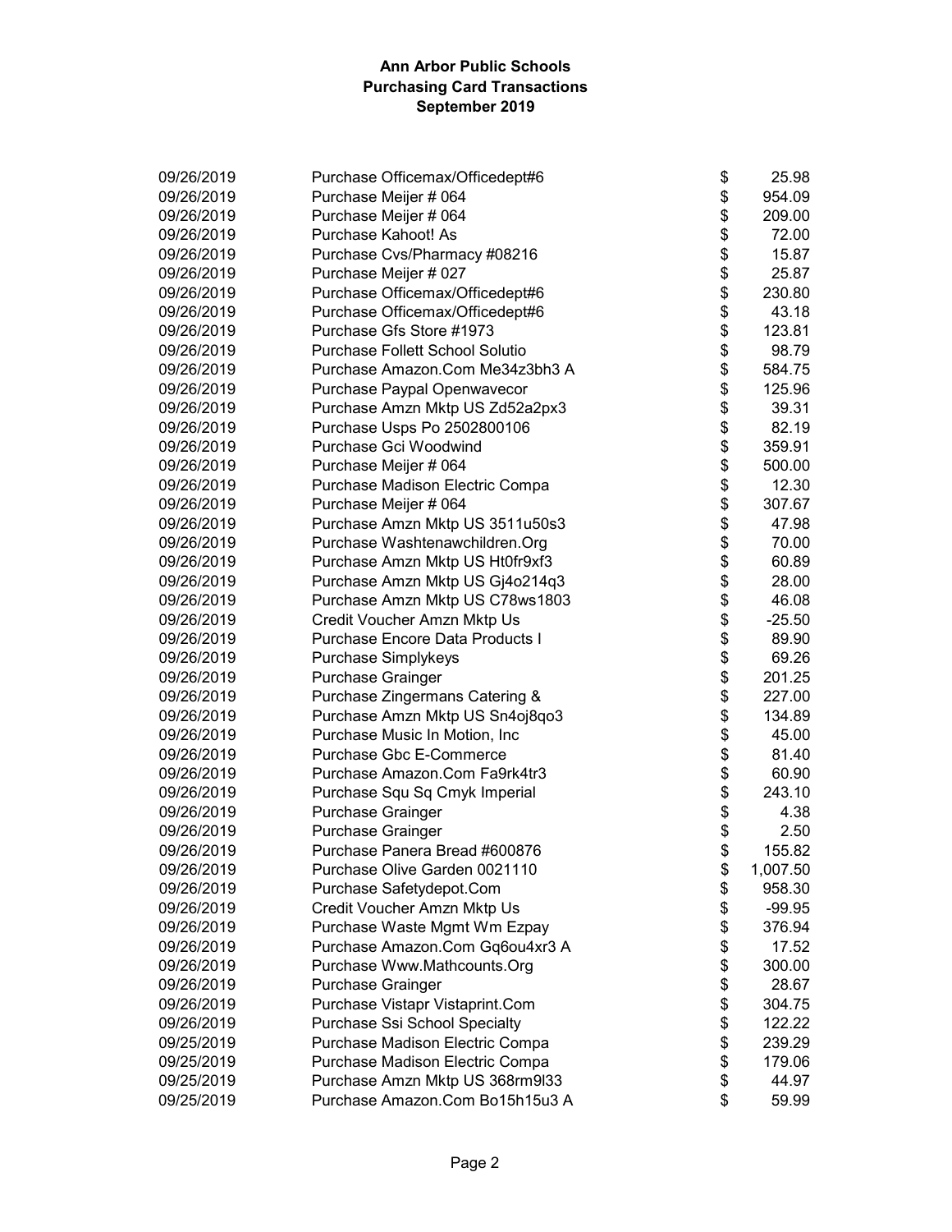# Ann Arbor Public Schools
## Purchasing Card Transactions
### September 2019

| Date | Description | Amount |
|---|---|---|
| 09/26/2019 | Purchase Officemax/Officedept#6 | $ 25.98 |
| 09/26/2019 | Purchase Meijer # 064 | $ 954.09 |
| 09/26/2019 | Purchase Meijer # 064 | $ 209.00 |
| 09/26/2019 | Purchase Kahoot! As | $ 72.00 |
| 09/26/2019 | Purchase Cvs/Pharmacy #08216 | $ 15.87 |
| 09/26/2019 | Purchase Meijer # 027 | $ 25.87 |
| 09/26/2019 | Purchase Officemax/Officedept#6 | $ 230.80 |
| 09/26/2019 | Purchase Officemax/Officedept#6 | $ 43.18 |
| 09/26/2019 | Purchase Gfs Store #1973 | $ 123.81 |
| 09/26/2019 | Purchase Follett School Solutio | $ 98.79 |
| 09/26/2019 | Purchase Amazon.Com Me34z3bh3 A | $ 584.75 |
| 09/26/2019 | Purchase Paypal Openwavecor | $ 125.96 |
| 09/26/2019 | Purchase Amzn Mktp US Zd52a2px3 | $ 39.31 |
| 09/26/2019 | Purchase Usps Po 2502800106 | $ 82.19 |
| 09/26/2019 | Purchase Gci Woodwind | $ 359.91 |
| 09/26/2019 | Purchase Meijer # 064 | $ 500.00 |
| 09/26/2019 | Purchase Madison Electric Compa | $ 12.30 |
| 09/26/2019 | Purchase Meijer # 064 | $ 307.67 |
| 09/26/2019 | Purchase Amzn Mktp US 3511u50s3 | $ 47.98 |
| 09/26/2019 | Purchase Washtenawchildren.Org | $ 70.00 |
| 09/26/2019 | Purchase Amzn Mktp US Ht0fr9xf3 | $ 60.89 |
| 09/26/2019 | Purchase Amzn Mktp US Gj4o214q3 | $ 28.00 |
| 09/26/2019 | Purchase Amzn Mktp US C78ws1803 | $ 46.08 |
| 09/26/2019 | Credit Voucher Amzn Mktp Us | $ -25.50 |
| 09/26/2019 | Purchase Encore Data Products I | $ 89.90 |
| 09/26/2019 | Purchase Simplykeys | $ 69.26 |
| 09/26/2019 | Purchase Grainger | $ 201.25 |
| 09/26/2019 | Purchase Zingermans Catering & | $ 227.00 |
| 09/26/2019 | Purchase Amzn Mktp US Sn4oj8qo3 | $ 134.89 |
| 09/26/2019 | Purchase Music In Motion, Inc | $ 45.00 |
| 09/26/2019 | Purchase Gbc E-Commerce | $ 81.40 |
| 09/26/2019 | Purchase Amazon.Com Fa9rk4tr3 | $ 60.90 |
| 09/26/2019 | Purchase Squ Sq Cmyk Imperial | $ 243.10 |
| 09/26/2019 | Purchase Grainger | $ 4.38 |
| 09/26/2019 | Purchase Grainger | $ 2.50 |
| 09/26/2019 | Purchase Panera Bread #600876 | $ 155.82 |
| 09/26/2019 | Purchase Olive Garden 0021110 | $ 1,007.50 |
| 09/26/2019 | Purchase Safetydepot.Com | $ 958.30 |
| 09/26/2019 | Credit Voucher Amzn Mktp Us | $ -99.95 |
| 09/26/2019 | Purchase Waste Mgmt Wm Ezpay | $ 376.94 |
| 09/26/2019 | Purchase Amazon.Com Gq6ou4xr3 A | $ 17.52 |
| 09/26/2019 | Purchase Www.Mathcounts.Org | $ 300.00 |
| 09/26/2019 | Purchase Grainger | $ 28.67 |
| 09/26/2019 | Purchase Vistapr Vistaprint.Com | $ 304.75 |
| 09/26/2019 | Purchase Ssi School Specialty | $ 122.22 |
| 09/25/2019 | Purchase Madison Electric Compa | $ 239.29 |
| 09/25/2019 | Purchase Madison Electric Compa | $ 179.06 |
| 09/25/2019 | Purchase Amzn Mktp US 368rm9l33 | $ 44.97 |
| 09/25/2019 | Purchase Amazon.Com Bo15h15u3 A | $ 59.99 |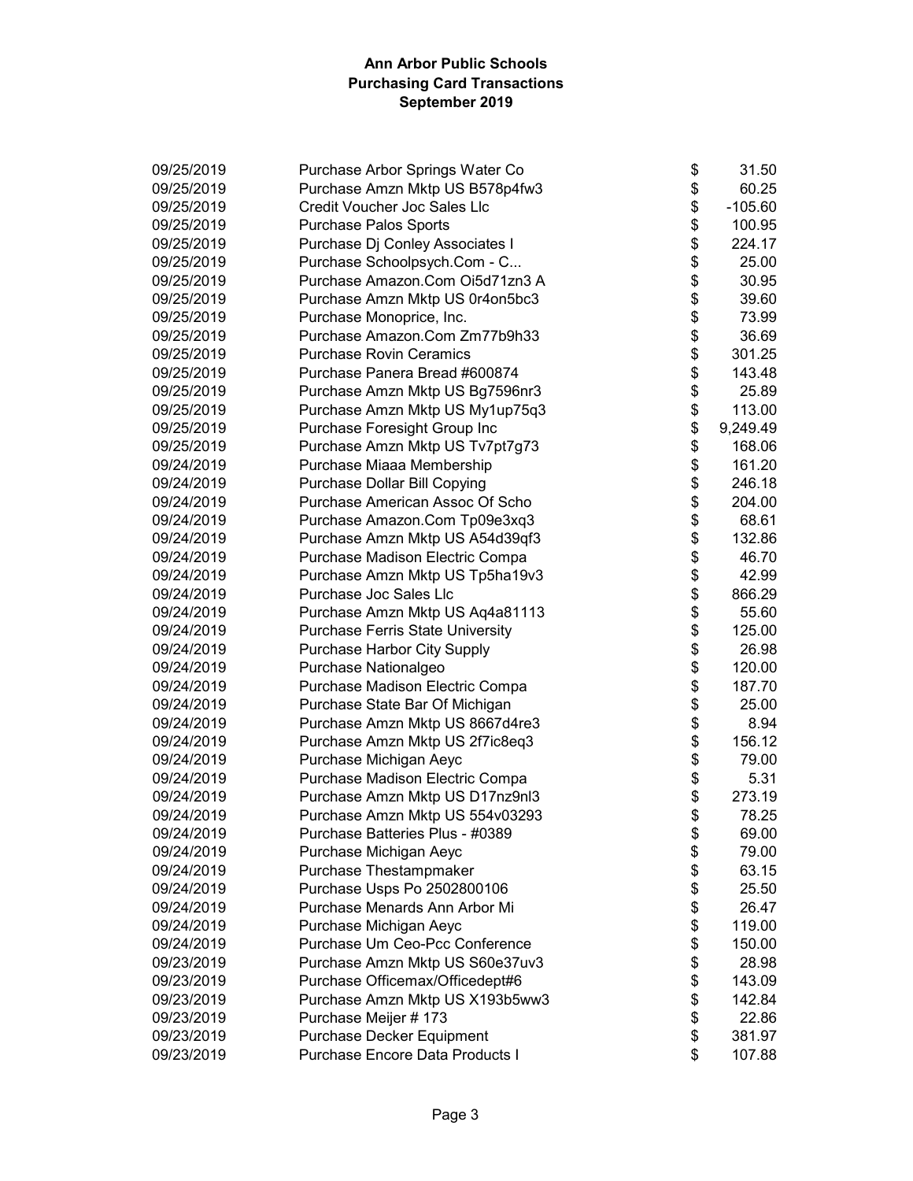**Ann Arbor Public Schools**
**Purchasing Card Transactions**
**September 2019**

| | | | |
|---|---|---|---|
| 09/25/2019 | Purchase Arbor Springs Water Co | $ | 31.50 |
| 09/25/2019 | Purchase Amzn Mktp US B578p4fw3 | $ | 60.25 |
| 09/25/2019 | Credit Voucher Joc Sales Llc | $ | -105.60 |
| 09/25/2019 | Purchase Palos Sports | $ | 100.95 |
| 09/25/2019 | Purchase Dj Conley Associates I | $ | 224.17 |
| 09/25/2019 | Purchase Schoolpsych.Com - C... | $ | 25.00 |
| 09/25/2019 | Purchase Amazon.Com Oi5d71zn3 A | $ | 30.95 |
| 09/25/2019 | Purchase Amzn Mktp US 0r4on5bc3 | $ | 39.60 |
| 09/25/2019 | Purchase Monoprice, Inc. | $ | 73.99 |
| 09/25/2019 | Purchase Amazon.Com Zm77b9h33 | $ | 36.69 |
| 09/25/2019 | Purchase Rovin Ceramics | $ | 301.25 |
| 09/25/2019 | Purchase Panera Bread #600874 | $ | 143.48 |
| 09/25/2019 | Purchase Amzn Mktp US Bg7596nr3 | $ | 25.89 |
| 09/25/2019 | Purchase Amzn Mktp US My1up75q3 | $ | 113.00 |
| 09/25/2019 | Purchase Foresight Group Inc | $ | 9,249.49 |
| 09/25/2019 | Purchase Amzn Mktp US Tv7pt7g73 | $ | 168.06 |
| 09/24/2019 | Purchase Miaaa Membership | $ | 161.20 |
| 09/24/2019 | Purchase Dollar Bill Copying | $ | 246.18 |
| 09/24/2019 | Purchase American Assoc Of Scho | $ | 204.00 |
| 09/24/2019 | Purchase Amazon.Com Tp09e3xq3 | $ | 68.61 |
| 09/24/2019 | Purchase Amzn Mktp US A54d39qf3 | $ | 132.86 |
| 09/24/2019 | Purchase Madison Electric Compa | $ | 46.70 |
| 09/24/2019 | Purchase Amzn Mktp US Tp5ha19v3 | $ | 42.99 |
| 09/24/2019 | Purchase Joc Sales Llc | $ | 866.29 |
| 09/24/2019 | Purchase Amzn Mktp US Aq4a81113 | $ | 55.60 |
| 09/24/2019 | Purchase Ferris State University | $ | 125.00 |
| 09/24/2019 | Purchase Harbor City Supply | $ | 26.98 |
| 09/24/2019 | Purchase Nationalgeo | $ | 120.00 |
| 09/24/2019 | Purchase Madison Electric Compa | $ | 187.70 |
| 09/24/2019 | Purchase State Bar Of Michigan | $ | 25.00 |
| 09/24/2019 | Purchase Amzn Mktp US 8667d4re3 | $ | 8.94 |
| 09/24/2019 | Purchase Amzn Mktp US 2f7ic8eq3 | $ | 156.12 |
| 09/24/2019 | Purchase Michigan Aeyc | $ | 79.00 |
| 09/24/2019 | Purchase Madison Electric Compa | $ | 5.31 |
| 09/24/2019 | Purchase Amzn Mktp US D17nz9nl3 | $ | 273.19 |
| 09/24/2019 | Purchase Amzn Mktp US 554v03293 | $ | 78.25 |
| 09/24/2019 | Purchase Batteries Plus - #0389 | $ | 69.00 |
| 09/24/2019 | Purchase Michigan Aeyc | $ | 79.00 |
| 09/24/2019 | Purchase Thestampmaker | $ | 63.15 |
| 09/24/2019 | Purchase Usps Po 2502800106 | $ | 25.50 |
| 09/24/2019 | Purchase Menards Ann Arbor Mi | $ | 26.47 |
| 09/24/2019 | Purchase Michigan Aeyc | $ | 119.00 |
| 09/24/2019 | Purchase Um Ceo-Pcc Conference | $ | 150.00 |
| 09/23/2019 | Purchase Amzn Mktp US S60e37uv3 | $ | 28.98 |
| 09/23/2019 | Purchase Officemax/Officedept#6 | $ | 143.09 |
| 09/23/2019 | Purchase Amzn Mktp US X193b5ww3 | $ | 142.84 |
| 09/23/2019 | Purchase Meijer # 173 | $ | 22.86 |
| 09/23/2019 | Purchase Decker Equipment | $ | 381.97 |
| 09/23/2019 | Purchase Encore Data Products I | $ | 107.88 |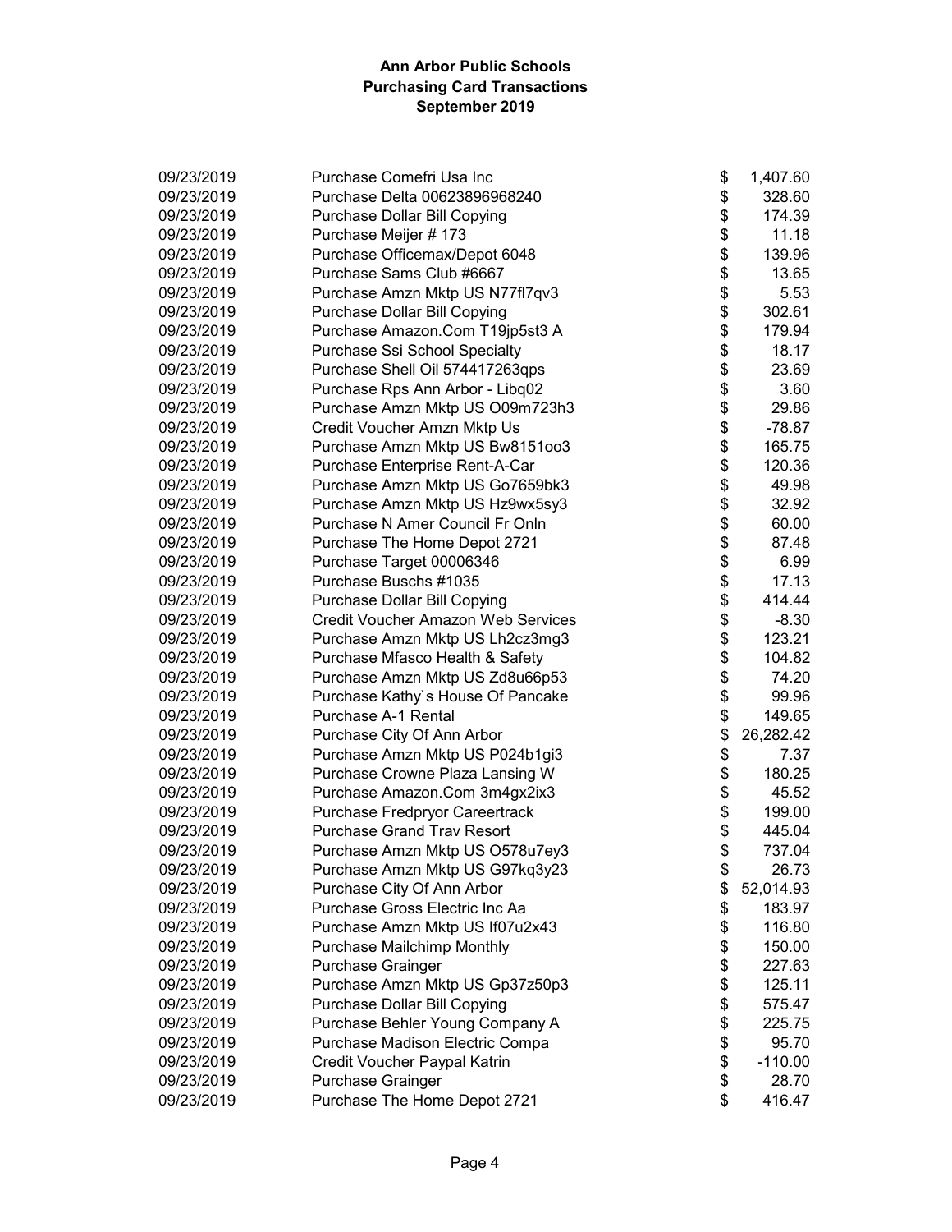# Ann Arbor Public Schools
## Purchasing Card Transactions
### September 2019

| Date | Description | Amount |
|---|---|---|
| 09/23/2019 | Purchase Comefri Usa Inc | $ 1,407.60 |
| 09/23/2019 | Purchase Delta 00623896968240 | $ 328.60 |
| 09/23/2019 | Purchase Dollar Bill Copying | $ 174.39 |
| 09/23/2019 | Purchase Meijer # 173 | $ 11.18 |
| 09/23/2019 | Purchase Officemax/Depot 6048 | $ 139.96 |
| 09/23/2019 | Purchase Sams Club #6667 | $ 13.65 |
| 09/23/2019 | Purchase Amzn Mktp US N77fl7qv3 | $ 5.53 |
| 09/23/2019 | Purchase Dollar Bill Copying | $ 302.61 |
| 09/23/2019 | Purchase Amazon.Com T19jp5st3 A | $ 179.94 |
| 09/23/2019 | Purchase Ssi School Specialty | $ 18.17 |
| 09/23/2019 | Purchase Shell Oil 574417263qps | $ 23.69 |
| 09/23/2019 | Purchase Rps Ann Arbor - Libq02 | $ 3.60 |
| 09/23/2019 | Purchase Amzn Mktp US O09m723h3 | $ 29.86 |
| 09/23/2019 | Credit Voucher Amzn Mktp Us | $ -78.87 |
| 09/23/2019 | Purchase Amzn Mktp US Bw8151oo3 | $ 165.75 |
| 09/23/2019 | Purchase Enterprise Rent-A-Car | $ 120.36 |
| 09/23/2019 | Purchase Amzn Mktp US Go7659bk3 | $ 49.98 |
| 09/23/2019 | Purchase Amzn Mktp US Hz9wx5sy3 | $ 32.92 |
| 09/23/2019 | Purchase N Amer Council Fr Onln | $ 60.00 |
| 09/23/2019 | Purchase The Home Depot 2721 | $ 87.48 |
| 09/23/2019 | Purchase Target 00006346 | $ 6.99 |
| 09/23/2019 | Purchase Buschs #1035 | $ 17.13 |
| 09/23/2019 | Purchase Dollar Bill Copying | $ 414.44 |
| 09/23/2019 | Credit Voucher Amazon Web Services | $ -8.30 |
| 09/23/2019 | Purchase Amzn Mktp US Lh2cz3mg3 | $ 123.21 |
| 09/23/2019 | Purchase Mfasco Health & Safety | $ 104.82 |
| 09/23/2019 | Purchase Amzn Mktp US Zd8u66p53 | $ 74.20 |
| 09/23/2019 | Purchase Kathy`s House Of Pancake | $ 99.96 |
| 09/23/2019 | Purchase A-1 Rental | $ 149.65 |
| 09/23/2019 | Purchase City Of Ann Arbor | $ 26,282.42 |
| 09/23/2019 | Purchase Amzn Mktp US P024b1gi3 | $ 7.37 |
| 09/23/2019 | Purchase Crowne Plaza Lansing W | $ 180.25 |
| 09/23/2019 | Purchase Amazon.Com 3m4gx2ix3 | $ 45.52 |
| 09/23/2019 | Purchase Fredpryor Careertrack | $ 199.00 |
| 09/23/2019 | Purchase Grand Trav Resort | $ 445.04 |
| 09/23/2019 | Purchase Amzn Mktp US O578u7ey3 | $ 737.04 |
| 09/23/2019 | Purchase Amzn Mktp US G97kq3y23 | $ 26.73 |
| 09/23/2019 | Purchase City Of Ann Arbor | $ 52,014.93 |
| 09/23/2019 | Purchase Gross Electric Inc Aa | $ 183.97 |
| 09/23/2019 | Purchase Amzn Mktp US If07u2x43 | $ 116.80 |
| 09/23/2019 | Purchase Mailchimp Monthly | $ 150.00 |
| 09/23/2019 | Purchase Grainger | $ 227.63 |
| 09/23/2019 | Purchase Amzn Mktp US Gp37z50p3 | $ 125.11 |
| 09/23/2019 | Purchase Dollar Bill Copying | $ 575.47 |
| 09/23/2019 | Purchase Behler Young Company A | $ 225.75 |
| 09/23/2019 | Purchase Madison Electric Compa | $ 95.70 |
| 09/23/2019 | Credit Voucher Paypal Katrin | $ -110.00 |
| 09/23/2019 | Purchase Grainger | $ 28.70 |
| 09/23/2019 | Purchase The Home Depot 2721 | $ 416.47 |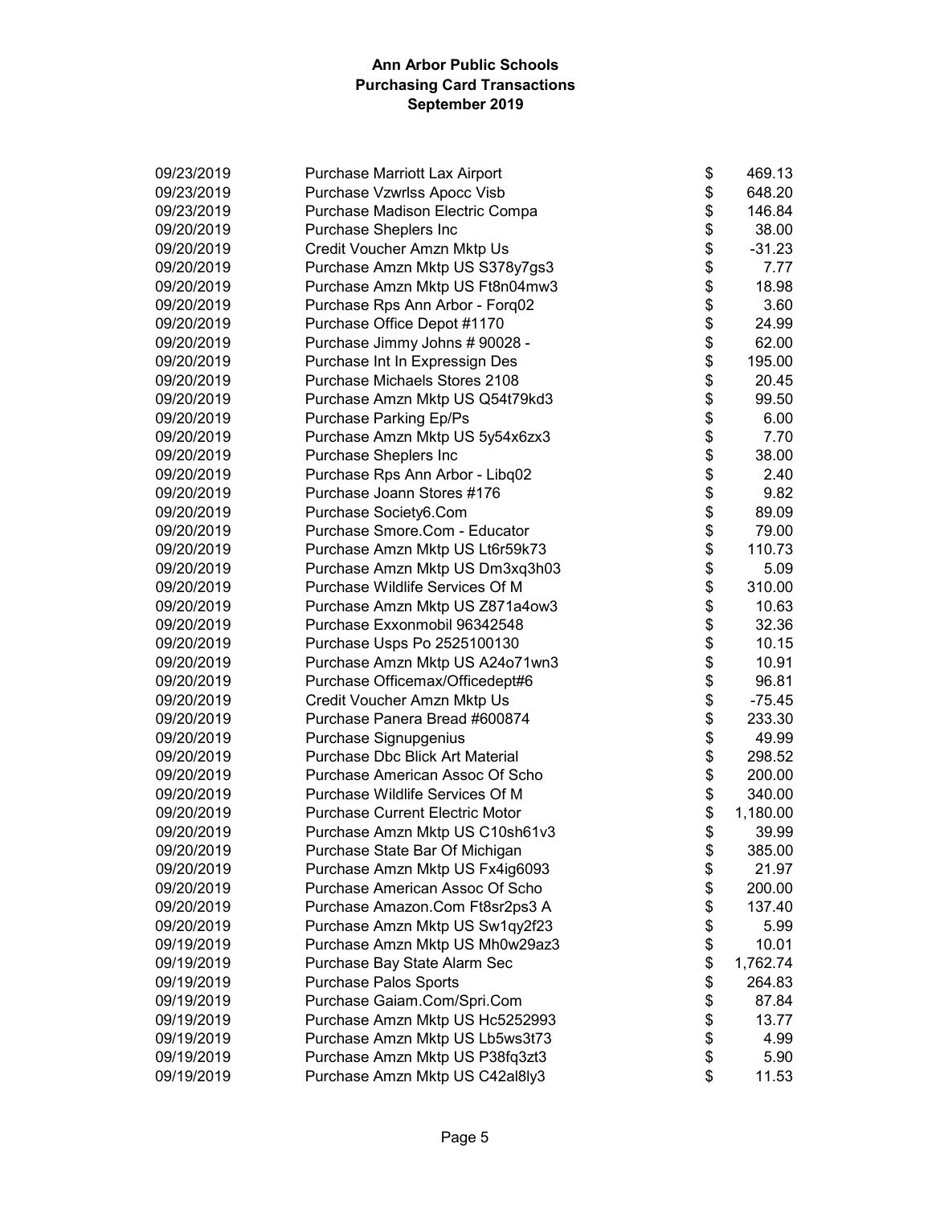# Ann Arbor Public Schools
## Purchasing Card Transactions
### September 2019

| Date | Description | | Amount |
|---|---|---|---|
| 09/23/2019 | Purchase Marriott Lax Airport | $ | 469.13 |
| 09/23/2019 | Purchase Vzwrlss Apocc Visb | $ | 648.20 |
| 09/23/2019 | Purchase Madison Electric Compa | $ | 146.84 |
| 09/20/2019 | Purchase Sheplers Inc | $ | 38.00 |
| 09/20/2019 | Credit Voucher Amzn Mktp Us | $ | -31.23 |
| 09/20/2019 | Purchase Amzn Mktp US S378y7gs3 | $ | 7.77 |
| 09/20/2019 | Purchase Amzn Mktp US Ft8n04mw3 | $ | 18.98 |
| 09/20/2019 | Purchase Rps Ann Arbor - Forq02 | $ | 3.60 |
| 09/20/2019 | Purchase Office Depot #1170 | $ | 24.99 |
| 09/20/2019 | Purchase Jimmy Johns # 90028 - | $ | 62.00 |
| 09/20/2019 | Purchase Int In Expressign Des | $ | 195.00 |
| 09/20/2019 | Purchase Michaels Stores 2108 | $ | 20.45 |
| 09/20/2019 | Purchase Amzn Mktp US Q54t79kd3 | $ | 99.50 |
| 09/20/2019 | Purchase Parking Ep/Ps | $ | 6.00 |
| 09/20/2019 | Purchase Amzn Mktp US 5y54x6zx3 | $ | 7.70 |
| 09/20/2019 | Purchase Sheplers Inc | $ | 38.00 |
| 09/20/2019 | Purchase Rps Ann Arbor - Libq02 | $ | 2.40 |
| 09/20/2019 | Purchase Joann Stores #176 | $ | 9.82 |
| 09/20/2019 | Purchase Society6.Com | $ | 89.09 |
| 09/20/2019 | Purchase Smore.Com - Educator | $ | 79.00 |
| 09/20/2019 | Purchase Amzn Mktp US Lt6r59k73 | $ | 110.73 |
| 09/20/2019 | Purchase Amzn Mktp US Dm3xq3h03 | $ | 5.09 |
| 09/20/2019 | Purchase Wildlife Services Of M | $ | 310.00 |
| 09/20/2019 | Purchase Amzn Mktp US Z871a4ow3 | $ | 10.63 |
| 09/20/2019 | Purchase Exxonmobil 96342548 | $ | 32.36 |
| 09/20/2019 | Purchase Usps Po 2525100130 | $ | 10.15 |
| 09/20/2019 | Purchase Amzn Mktp US A24o71wn3 | $ | 10.91 |
| 09/20/2019 | Purchase Officemax/Officedept#6 | $ | 96.81 |
| 09/20/2019 | Credit Voucher Amzn Mktp Us | $ | -75.45 |
| 09/20/2019 | Purchase Panera Bread #600874 | $ | 233.30 |
| 09/20/2019 | Purchase Signupgenius | $ | 49.99 |
| 09/20/2019 | Purchase Dbc Blick Art Material | $ | 298.52 |
| 09/20/2019 | Purchase American Assoc Of Scho | $ | 200.00 |
| 09/20/2019 | Purchase Wildlife Services Of M | $ | 340.00 |
| 09/20/2019 | Purchase Current Electric Motor | $ | 1,180.00 |
| 09/20/2019 | Purchase Amzn Mktp US C10sh61v3 | $ | 39.99 |
| 09/20/2019 | Purchase State Bar Of Michigan | $ | 385.00 |
| 09/20/2019 | Purchase Amzn Mktp US Fx4ig6093 | $ | 21.97 |
| 09/20/2019 | Purchase American Assoc Of Scho | $ | 200.00 |
| 09/20/2019 | Purchase Amazon.Com Ft8sr2ps3 A | $ | 137.40 |
| 09/20/2019 | Purchase Amzn Mktp US Sw1qy2f23 | $ | 5.99 |
| 09/19/2019 | Purchase Amzn Mktp US Mh0w29az3 | $ | 10.01 |
| 09/19/2019 | Purchase Bay State Alarm Sec | $ | 1,762.74 |
| 09/19/2019 | Purchase Palos Sports | $ | 264.83 |
| 09/19/2019 | Purchase Gaiam.Com/Spri.Com | $ | 87.84 |
| 09/19/2019 | Purchase Amzn Mktp US Hc5252993 | $ | 13.77 |
| 09/19/2019 | Purchase Amzn Mktp US Lb5ws3t73 | $ | 4.99 |
| 09/19/2019 | Purchase Amzn Mktp US P38fq3zt3 | $ | 5.90 |
| 09/19/2019 | Purchase Amzn Mktp US C42al8ly3 | $ | 11.53 |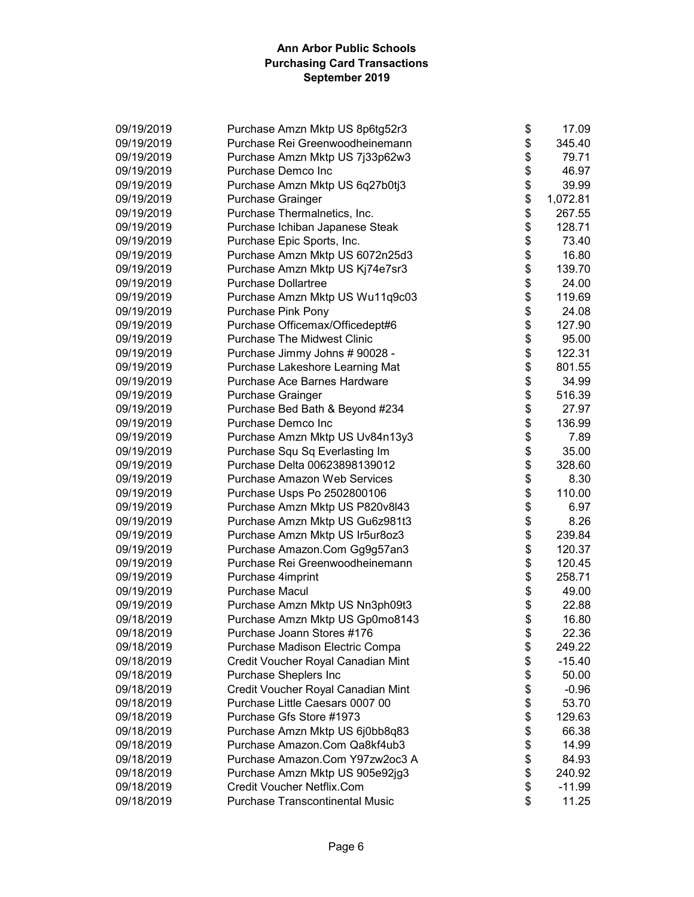**Ann Arbor Public Schools**
**Purchasing Card Transactions**
**September 2019**

| Date | Description | | Amount |
|---|---|---|---|
| 09/19/2019 | Purchase Amzn Mktp US 8p6tg52r3 | $ | 17.09 |
| 09/19/2019 | Purchase Rei Greenwoodheinemann | $ | 345.40 |
| 09/19/2019 | Purchase Amzn Mktp US 7j33p62w3 | $ | 79.71 |
| 09/19/2019 | Purchase Demco Inc | $ | 46.97 |
| 09/19/2019 | Purchase Amzn Mktp US 6q27b0tj3 | $ | 39.99 |
| 09/19/2019 | Purchase Grainger | $ | 1,072.81 |
| 09/19/2019 | Purchase Thermalnetics, Inc. | $ | 267.55 |
| 09/19/2019 | Purchase Ichiban Japanese Steak | $ | 128.71 |
| 09/19/2019 | Purchase Epic Sports, Inc. | $ | 73.40 |
| 09/19/2019 | Purchase Amzn Mktp US 6072n25d3 | $ | 16.80 |
| 09/19/2019 | Purchase Amzn Mktp US Kj74e7sr3 | $ | 139.70 |
| 09/19/2019 | Purchase Dollartree | $ | 24.00 |
| 09/19/2019 | Purchase Amzn Mktp US Wu11q9c03 | $ | 119.69 |
| 09/19/2019 | Purchase Pink Pony | $ | 24.08 |
| 09/19/2019 | Purchase Officemax/Officedept#6 | $ | 127.90 |
| 09/19/2019 | Purchase The Midwest Clinic | $ | 95.00 |
| 09/19/2019 | Purchase Jimmy Johns # 90028 - | $ | 122.31 |
| 09/19/2019 | Purchase Lakeshore Learning Mat | $ | 801.55 |
| 09/19/2019 | Purchase Ace Barnes Hardware | $ | 34.99 |
| 09/19/2019 | Purchase Grainger | $ | 516.39 |
| 09/19/2019 | Purchase Bed Bath & Beyond #234 | $ | 27.97 |
| 09/19/2019 | Purchase Demco Inc | $ | 136.99 |
| 09/19/2019 | Purchase Amzn Mktp US Uv84n13y3 | $ | 7.89 |
| 09/19/2019 | Purchase Squ Sq Everlasting Im | $ | 35.00 |
| 09/19/2019 | Purchase Delta 00623898139012 | $ | 328.60 |
| 09/19/2019 | Purchase Amazon Web Services | $ | 8.30 |
| 09/19/2019 | Purchase Usps Po 2502800106 | $ | 110.00 |
| 09/19/2019 | Purchase Amzn Mktp US P820v8l43 | $ | 6.97 |
| 09/19/2019 | Purchase Amzn Mktp US Gu6z981t3 | $ | 8.26 |
| 09/19/2019 | Purchase Amzn Mktp US Ir5ur8oz3 | $ | 239.84 |
| 09/19/2019 | Purchase Amazon.Com Gg9g57an3 | $ | 120.37 |
| 09/19/2019 | Purchase Rei Greenwoodheinemann | $ | 120.45 |
| 09/19/2019 | Purchase 4imprint | $ | 258.71 |
| 09/19/2019 | Purchase Macul | $ | 49.00 |
| 09/19/2019 | Purchase Amzn Mktp US Nn3ph09t3 | $ | 22.88 |
| 09/18/2019 | Purchase Amzn Mktp US Gp0mo8143 | $ | 16.80 |
| 09/18/2019 | Purchase Joann Stores #176 | $ | 22.36 |
| 09/18/2019 | Purchase Madison Electric Compa | $ | 249.22 |
| 09/18/2019 | Credit Voucher Royal Canadian Mint | $ | -15.40 |
| 09/18/2019 | Purchase Sheplers Inc | $ | 50.00 |
| 09/18/2019 | Credit Voucher Royal Canadian Mint | $ | -0.96 |
| 09/18/2019 | Purchase Little Caesars 0007 00 | $ | 53.70 |
| 09/18/2019 | Purchase Gfs Store #1973 | $ | 129.63 |
| 09/18/2019 | Purchase Amzn Mktp US 6j0bb8q83 | $ | 66.38 |
| 09/18/2019 | Purchase Amazon.Com Qa8kf4ub3 | $ | 14.99 |
| 09/18/2019 | Purchase Amazon.Com Y97zw2oc3 A | $ | 84.93 |
| 09/18/2019 | Purchase Amzn Mktp US 905e92jg3 | $ | 240.92 |
| 09/18/2019 | Credit Voucher Netflix.Com | $ | -11.99 |
| 09/18/2019 | Purchase Transcontinental Music | $ | 11.25 |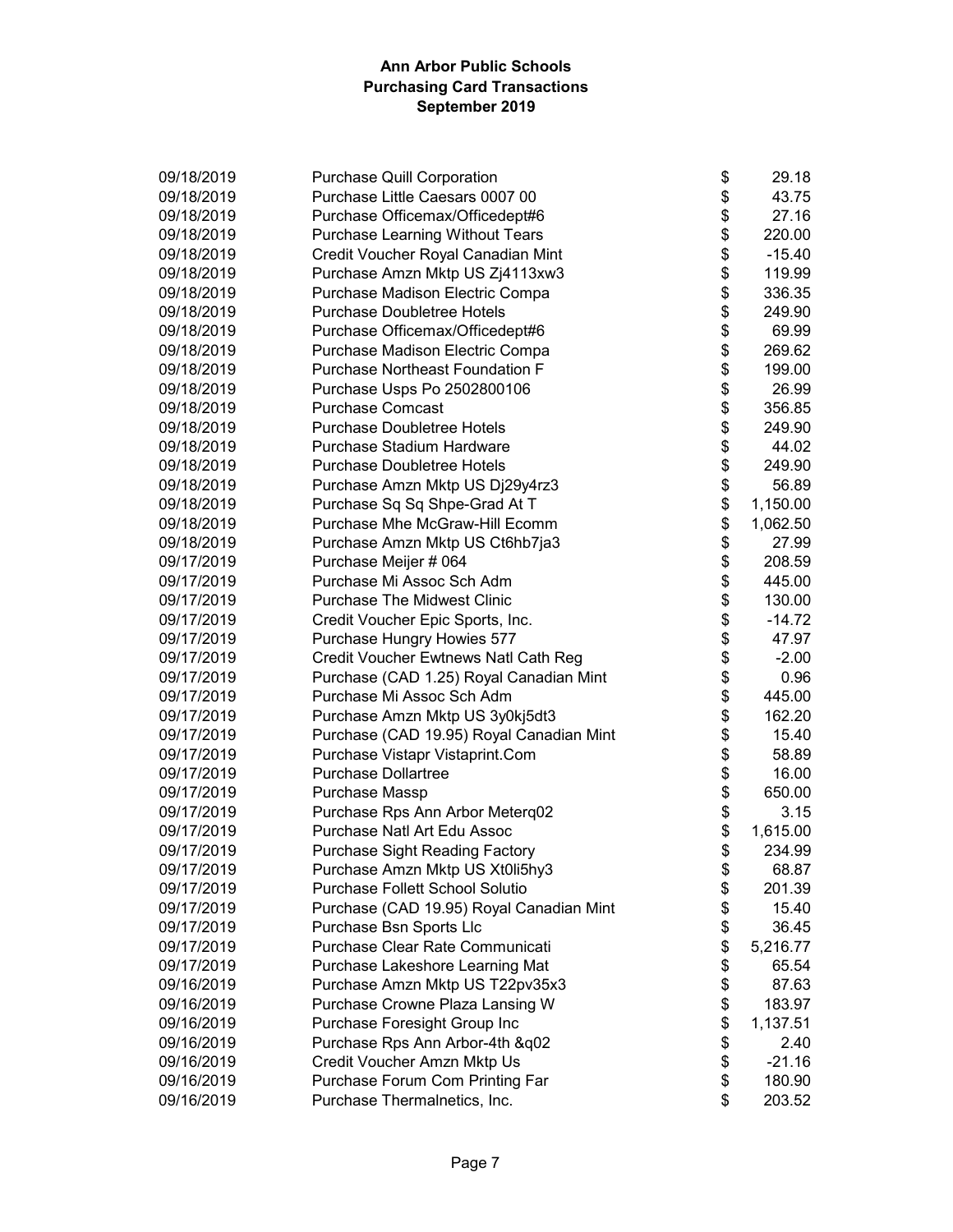**Ann Arbor Public Schools**
**Purchasing Card Transactions**
**September 2019**

| Date | Description | | Amount |
|---|---|---|---|
| 09/18/2019 | Purchase Quill Corporation | $ | 29.18 |
| 09/18/2019 | Purchase Little Caesars 0007 00 | $ | 43.75 |
| 09/18/2019 | Purchase Officemax/Officedept#6 | $ | 27.16 |
| 09/18/2019 | Purchase Learning Without Tears | $ | 220.00 |
| 09/18/2019 | Credit Voucher Royal Canadian Mint | $ | -15.40 |
| 09/18/2019 | Purchase Amzn Mktp US Zj4113xw3 | $ | 119.99 |
| 09/18/2019 | Purchase Madison Electric Compa | $ | 336.35 |
| 09/18/2019 | Purchase Doubletree Hotels | $ | 249.90 |
| 09/18/2019 | Purchase Officemax/Officedept#6 | $ | 69.99 |
| 09/18/2019 | Purchase Madison Electric Compa | $ | 269.62 |
| 09/18/2019 | Purchase Northeast Foundation F | $ | 199.00 |
| 09/18/2019 | Purchase Usps Po 2502800106 | $ | 26.99 |
| 09/18/2019 | Purchase Comcast | $ | 356.85 |
| 09/18/2019 | Purchase Doubletree Hotels | $ | 249.90 |
| 09/18/2019 | Purchase Stadium Hardware | $ | 44.02 |
| 09/18/2019 | Purchase Doubletree Hotels | $ | 249.90 |
| 09/18/2019 | Purchase Amzn Mktp US Dj29y4rz3 | $ | 56.89 |
| 09/18/2019 | Purchase Sq Sq Shpe-Grad At T | $ | 1,150.00 |
| 09/18/2019 | Purchase Mhe McGraw-Hill Ecomm | $ | 1,062.50 |
| 09/18/2019 | Purchase Amzn Mktp US Ct6hb7ja3 | $ | 27.99 |
| 09/17/2019 | Purchase Meijer # 064 | $ | 208.59 |
| 09/17/2019 | Purchase Mi Assoc Sch Adm | $ | 445.00 |
| 09/17/2019 | Purchase The Midwest Clinic | $ | 130.00 |
| 09/17/2019 | Credit Voucher Epic Sports, Inc. | $ | -14.72 |
| 09/17/2019 | Purchase Hungry Howies 577 | $ | 47.97 |
| 09/17/2019 | Credit Voucher Ewtnews Natl Cath Reg | $ | -2.00 |
| 09/17/2019 | Purchase (CAD 1.25) Royal Canadian Mint | $ | 0.96 |
| 09/17/2019 | Purchase Mi Assoc Sch Adm | $ | 445.00 |
| 09/17/2019 | Purchase Amzn Mktp US 3y0kj5dt3 | $ | 162.20 |
| 09/17/2019 | Purchase (CAD 19.95) Royal Canadian Mint | $ | 15.40 |
| 09/17/2019 | Purchase Vistapr Vistaprint.Com | $ | 58.89 |
| 09/17/2019 | Purchase Dollartree | $ | 16.00 |
| 09/17/2019 | Purchase Massp | $ | 650.00 |
| 09/17/2019 | Purchase Rps Ann Arbor Meterq02 | $ | 3.15 |
| 09/17/2019 | Purchase Natl Art Edu Assoc | $ | 1,615.00 |
| 09/17/2019 | Purchase Sight Reading Factory | $ | 234.99 |
| 09/17/2019 | Purchase Amzn Mktp US Xt0li5hy3 | $ | 68.87 |
| 09/17/2019 | Purchase Follett School Solutio | $ | 201.39 |
| 09/17/2019 | Purchase (CAD 19.95) Royal Canadian Mint | $ | 15.40 |
| 09/17/2019 | Purchase Bsn Sports Llc | $ | 36.45 |
| 09/17/2019 | Purchase Clear Rate Communicati | $ | 5,216.77 |
| 09/17/2019 | Purchase Lakeshore Learning Mat | $ | 65.54 |
| 09/16/2019 | Purchase Amzn Mktp US T22pv35x3 | $ | 87.63 |
| 09/16/2019 | Purchase Crowne Plaza Lansing W | $ | 183.97 |
| 09/16/2019 | Purchase Foresight Group Inc | $ | 1,137.51 |
| 09/16/2019 | Purchase Rps Ann Arbor-4th &q02 | $ | 2.40 |
| 09/16/2019 | Credit Voucher Amzn Mktp Us | $ | -21.16 |
| 09/16/2019 | Purchase Forum Com Printing Far | $ | 180.90 |
| 09/16/2019 | Purchase Thermalnetics, Inc. | $ | 203.52 |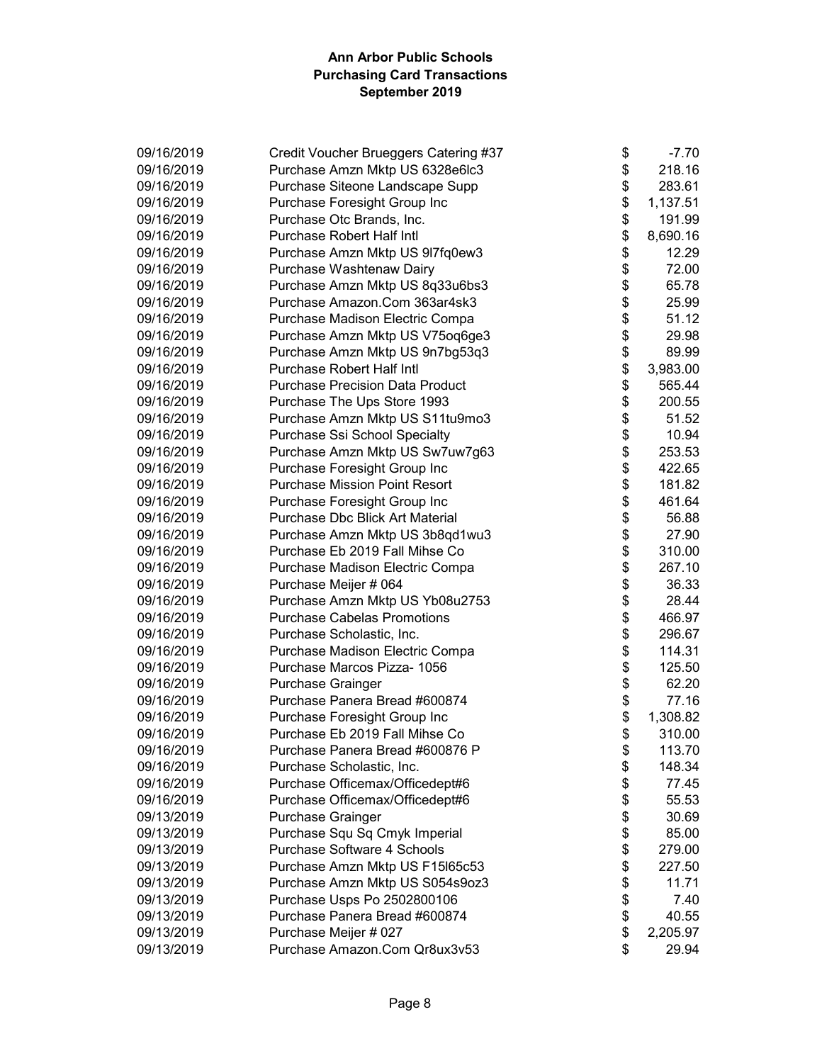**Ann Arbor Public Schools**
**Purchasing Card Transactions**
**September 2019**

| | | | |
|---|---|---|---|
| 09/16/2019 | Credit Voucher Brueggers Catering #37 | $ | -7.70 |
| 09/16/2019 | Purchase Amzn Mktp US 6328e6lc3 | $ | 218.16 |
| 09/16/2019 | Purchase Siteone Landscape Supp | $ | 283.61 |
| 09/16/2019 | Purchase Foresight Group Inc | $ | 1,137.51 |
| 09/16/2019 | Purchase Otc Brands, Inc. | $ | 191.99 |
| 09/16/2019 | Purchase Robert Half Intl | $ | 8,690.16 |
| 09/16/2019 | Purchase Amzn Mktp US 9l7fq0ew3 | $ | 12.29 |
| 09/16/2019 | Purchase Washtenaw Dairy | $ | 72.00 |
| 09/16/2019 | Purchase Amzn Mktp US 8q33u6bs3 | $ | 65.78 |
| 09/16/2019 | Purchase Amazon.Com 363ar4sk3 | $ | 25.99 |
| 09/16/2019 | Purchase Madison Electric Compa | $ | 51.12 |
| 09/16/2019 | Purchase Amzn Mktp US V75oq6ge3 | $ | 29.98 |
| 09/16/2019 | Purchase Amzn Mktp US 9n7bg53q3 | $ | 89.99 |
| 09/16/2019 | Purchase Robert Half Intl | $ | 3,983.00 |
| 09/16/2019 | Purchase Precision Data Product | $ | 565.44 |
| 09/16/2019 | Purchase The Ups Store 1993 | $ | 200.55 |
| 09/16/2019 | Purchase Amzn Mktp US S11tu9mo3 | $ | 51.52 |
| 09/16/2019 | Purchase Ssi School Specialty | $ | 10.94 |
| 09/16/2019 | Purchase Amzn Mktp US Sw7uw7g63 | $ | 253.53 |
| 09/16/2019 | Purchase Foresight Group Inc | $ | 422.65 |
| 09/16/2019 | Purchase Mission Point Resort | $ | 181.82 |
| 09/16/2019 | Purchase Foresight Group Inc | $ | 461.64 |
| 09/16/2019 | Purchase Dbc Blick Art Material | $ | 56.88 |
| 09/16/2019 | Purchase Amzn Mktp US 3b8qd1wu3 | $ | 27.90 |
| 09/16/2019 | Purchase Eb 2019 Fall Mihse Co | $ | 310.00 |
| 09/16/2019 | Purchase Madison Electric Compa | $ | 267.10 |
| 09/16/2019 | Purchase Meijer # 064 | $ | 36.33 |
| 09/16/2019 | Purchase Amzn Mktp US Yb08u2753 | $ | 28.44 |
| 09/16/2019 | Purchase Cabelas Promotions | $ | 466.97 |
| 09/16/2019 | Purchase Scholastic, Inc. | $ | 296.67 |
| 09/16/2019 | Purchase Madison Electric Compa | $ | 114.31 |
| 09/16/2019 | Purchase Marcos Pizza- 1056 | $ | 125.50 |
| 09/16/2019 | Purchase Grainger | $ | 62.20 |
| 09/16/2019 | Purchase Panera Bread #600874 | $ | 77.16 |
| 09/16/2019 | Purchase Foresight Group Inc | $ | 1,308.82 |
| 09/16/2019 | Purchase Eb 2019 Fall Mihse Co | $ | 310.00 |
| 09/16/2019 | Purchase Panera Bread #600876 P | $ | 113.70 |
| 09/16/2019 | Purchase Scholastic, Inc. | $ | 148.34 |
| 09/16/2019 | Purchase Officemax/Officedept#6 | $ | 77.45 |
| 09/16/2019 | Purchase Officemax/Officedept#6 | $ | 55.53 |
| 09/13/2019 | Purchase Grainger | $ | 30.69 |
| 09/13/2019 | Purchase Squ Sq Cmyk Imperial | $ | 85.00 |
| 09/13/2019 | Purchase Software 4 Schools | $ | 279.00 |
| 09/13/2019 | Purchase Amzn Mktp US F15l65c53 | $ | 227.50 |
| 09/13/2019 | Purchase Amzn Mktp US S054s9oz3 | $ | 11.71 |
| 09/13/2019 | Purchase Usps Po 2502800106 | $ | 7.40 |
| 09/13/2019 | Purchase Panera Bread #600874 | $ | 40.55 |
| 09/13/2019 | Purchase Meijer # 027 | $ | 2,205.97 |
| 09/13/2019 | Purchase Amazon.Com Qr8ux3v53 | $ | 29.94 |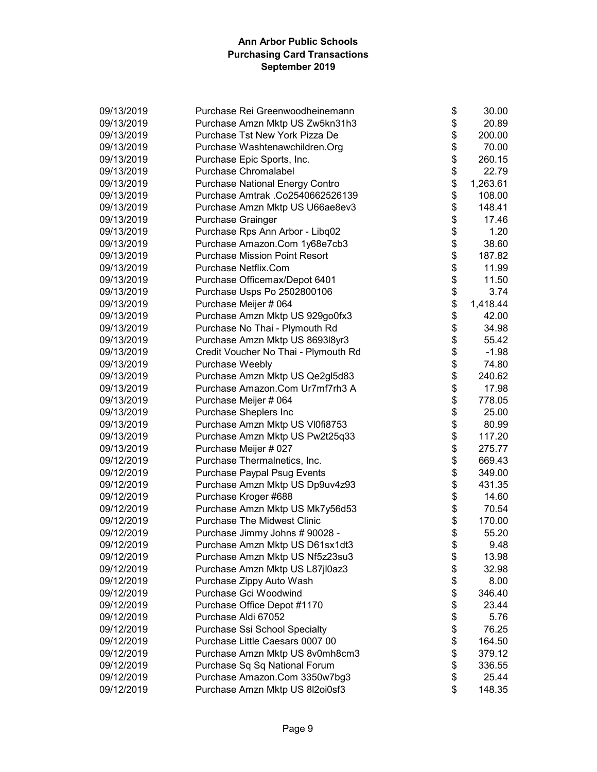# Ann Arbor Public Schools
## Purchasing Card Transactions
### September 2019

| Date | Description | | Amount |
|---|---|---|---|
| 09/13/2019 | Purchase Rei Greenwoodheinemann | $ | 30.00 |
| 09/13/2019 | Purchase Amzn Mktp US Zw5kn31h3 | $ | 20.89 |
| 09/13/2019 | Purchase Tst New York Pizza De | $ | 200.00 |
| 09/13/2019 | Purchase Washtenawchildren.Org | $ | 70.00 |
| 09/13/2019 | Purchase Epic Sports, Inc. | $ | 260.15 |
| 09/13/2019 | Purchase Chromalabel | $ | 22.79 |
| 09/13/2019 | Purchase National Energy Contro | $ | 1,263.61 |
| 09/13/2019 | Purchase Amtrak .Co2540662526139 | $ | 108.00 |
| 09/13/2019 | Purchase Amzn Mktp US U66ae8ev3 | $ | 148.41 |
| 09/13/2019 | Purchase Grainger | $ | 17.46 |
| 09/13/2019 | Purchase Rps Ann Arbor - Libq02 | $ | 1.20 |
| 09/13/2019 | Purchase Amazon.Com 1y68e7cb3 | $ | 38.60 |
| 09/13/2019 | Purchase Mission Point Resort | $ | 187.82 |
| 09/13/2019 | Purchase Netflix.Com | $ | 11.99 |
| 09/13/2019 | Purchase Officemax/Depot 6401 | $ | 11.50 |
| 09/13/2019 | Purchase Usps Po 2502800106 | $ | 3.74 |
| 09/13/2019 | Purchase Meijer # 064 | $ | 1,418.44 |
| 09/13/2019 | Purchase Amzn Mktp US 929go0fx3 | $ | 42.00 |
| 09/13/2019 | Purchase No Thai - Plymouth Rd | $ | 34.98 |
| 09/13/2019 | Purchase Amzn Mktp US 8693l8yr3 | $ | 55.42 |
| 09/13/2019 | Credit Voucher No Thai - Plymouth Rd | $ | -1.98 |
| 09/13/2019 | Purchase Weebly | $ | 74.80 |
| 09/13/2019 | Purchase Amzn Mktp US Qe2gl5d83 | $ | 240.62 |
| 09/13/2019 | Purchase Amazon.Com Ur7mf7rh3 A | $ | 17.98 |
| 09/13/2019 | Purchase Meijer # 064 | $ | 778.05 |
| 09/13/2019 | Purchase Sheplers Inc | $ | 25.00 |
| 09/13/2019 | Purchase Amzn Mktp US Vl0fi8753 | $ | 80.99 |
| 09/13/2019 | Purchase Amzn Mktp US Pw2t25q33 | $ | 117.20 |
| 09/13/2019 | Purchase Meijer # 027 | $ | 275.77 |
| 09/12/2019 | Purchase Thermalnetics, Inc. | $ | 669.43 |
| 09/12/2019 | Purchase Paypal Psug Events | $ | 349.00 |
| 09/12/2019 | Purchase Amzn Mktp US Dp9uv4z93 | $ | 431.35 |
| 09/12/2019 | Purchase Kroger #688 | $ | 14.60 |
| 09/12/2019 | Purchase Amzn Mktp US Mk7y56d53 | $ | 70.54 |
| 09/12/2019 | Purchase The Midwest Clinic | $ | 170.00 |
| 09/12/2019 | Purchase Jimmy Johns # 90028 - | $ | 55.20 |
| 09/12/2019 | Purchase Amzn Mktp US D61sx1dt3 | $ | 9.48 |
| 09/12/2019 | Purchase Amzn Mktp US Nf5z23su3 | $ | 13.98 |
| 09/12/2019 | Purchase Amzn Mktp US L87jl0az3 | $ | 32.98 |
| 09/12/2019 | Purchase Zippy Auto Wash | $ | 8.00 |
| 09/12/2019 | Purchase Gci Woodwind | $ | 346.40 |
| 09/12/2019 | Purchase Office Depot #1170 | $ | 23.44 |
| 09/12/2019 | Purchase Aldi 67052 | $ | 5.76 |
| 09/12/2019 | Purchase Ssi School Specialty | $ | 76.25 |
| 09/12/2019 | Purchase Little Caesars 0007 00 | $ | 164.50 |
| 09/12/2019 | Purchase Amzn Mktp US 8v0mh8cm3 | $ | 379.12 |
| 09/12/2019 | Purchase Sq Sq National Forum | $ | 336.55 |
| 09/12/2019 | Purchase Amazon.Com 3350w7bg3 | $ | 25.44 |
| 09/12/2019 | Purchase Amzn Mktp US 8l2oi0sf3 | $ | 148.35 |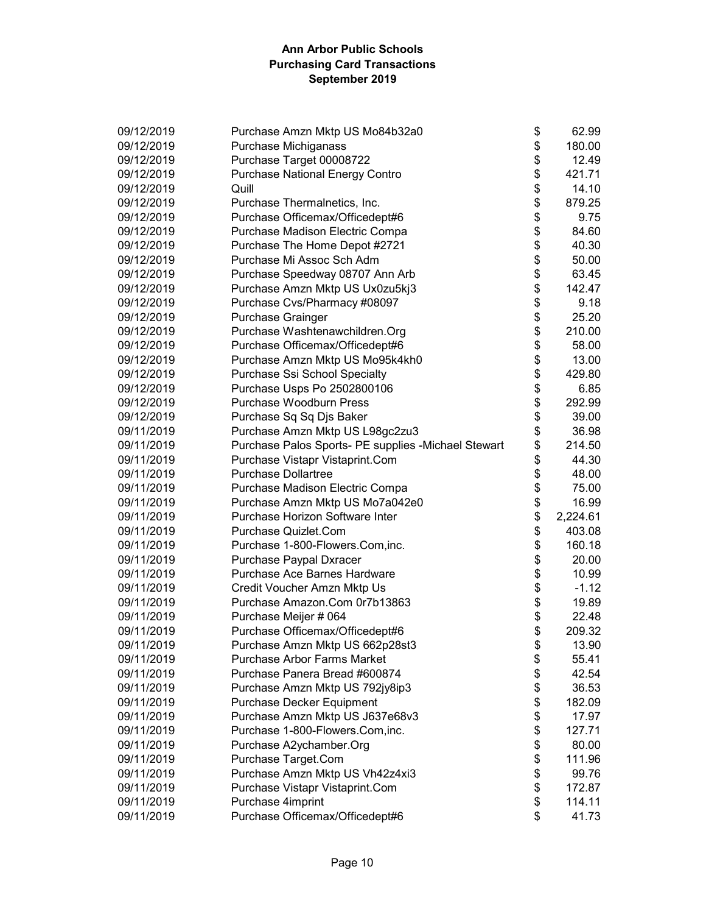# Ann Arbor Public Schools
## Purchasing Card Transactions
### September 2019

| Date | Description | | Amount |
|---|---|---|---|
| 09/12/2019 | Purchase Amzn Mktp US Mo84b32a0 | $ | 62.99 |
| 09/12/2019 | Purchase Michiganass | $ | 180.00 |
| 09/12/2019 | Purchase Target 00008722 | $ | 12.49 |
| 09/12/2019 | Purchase National Energy Contro | $ | 421.71 |
| 09/12/2019 | Quill | $ | 14.10 |
| 09/12/2019 | Purchase Thermalnetics, Inc. | $ | 879.25 |
| 09/12/2019 | Purchase Officemax/Officedept#6 | $ | 9.75 |
| 09/12/2019 | Purchase Madison Electric Compa | $ | 84.60 |
| 09/12/2019 | Purchase The Home Depot #2721 | $ | 40.30 |
| 09/12/2019 | Purchase Mi Assoc Sch Adm | $ | 50.00 |
| 09/12/2019 | Purchase Speedway 08707 Ann Arb | $ | 63.45 |
| 09/12/2019 | Purchase Amzn Mktp US Ux0zu5kj3 | $ | 142.47 |
| 09/12/2019 | Purchase Cvs/Pharmacy #08097 | $ | 9.18 |
| 09/12/2019 | Purchase Grainger | $ | 25.20 |
| 09/12/2019 | Purchase Washtenawchildren.Org | $ | 210.00 |
| 09/12/2019 | Purchase Officemax/Officedept#6 | $ | 58.00 |
| 09/12/2019 | Purchase Amzn Mktp US Mo95k4kh0 | $ | 13.00 |
| 09/12/2019 | Purchase Ssi School Specialty | $ | 429.80 |
| 09/12/2019 | Purchase Usps Po 2502800106 | $ | 6.85 |
| 09/12/2019 | Purchase Woodburn Press | $ | 292.99 |
| 09/12/2019 | Purchase Sq Sq Djs Baker | $ | 39.00 |
| 09/11/2019 | Purchase Amzn Mktp US L98gc2zu3 | $ | 36.98 |
| 09/11/2019 | Purchase Palos Sports- PE supplies -Michael Stewart | $ | 214.50 |
| 09/11/2019 | Purchase Vistapr Vistaprint.Com | $ | 44.30 |
| 09/11/2019 | Purchase Dollartree | $ | 48.00 |
| 09/11/2019 | Purchase Madison Electric Compa | $ | 75.00 |
| 09/11/2019 | Purchase Amzn Mktp US Mo7a042e0 | $ | 16.99 |
| 09/11/2019 | Purchase Horizon Software Inter | $ | 2,224.61 |
| 09/11/2019 | Purchase Quizlet.Com | $ | 403.08 |
| 09/11/2019 | Purchase 1-800-Flowers.Com,inc. | $ | 160.18 |
| 09/11/2019 | Purchase Paypal Dxracer | $ | 20.00 |
| 09/11/2019 | Purchase Ace Barnes Hardware | $ | 10.99 |
| 09/11/2019 | Credit Voucher Amzn Mktp Us | $ | -1.12 |
| 09/11/2019 | Purchase Amazon.Com 0r7b13863 | $ | 19.89 |
| 09/11/2019 | Purchase Meijer # 064 | $ | 22.48 |
| 09/11/2019 | Purchase Officemax/Officedept#6 | $ | 209.32 |
| 09/11/2019 | Purchase Amzn Mktp US 662p28st3 | $ | 13.90 |
| 09/11/2019 | Purchase Arbor Farms Market | $ | 55.41 |
| 09/11/2019 | Purchase Panera Bread #600874 | $ | 42.54 |
| 09/11/2019 | Purchase Amzn Mktp US 792jy8ip3 | $ | 36.53 |
| 09/11/2019 | Purchase Decker Equipment | $ | 182.09 |
| 09/11/2019 | Purchase Amzn Mktp US J637e68v3 | $ | 17.97 |
| 09/11/2019 | Purchase 1-800-Flowers.Com,inc. | $ | 127.71 |
| 09/11/2019 | Purchase A2ychamber.Org | $ | 80.00 |
| 09/11/2019 | Purchase Target.Com | $ | 111.96 |
| 09/11/2019 | Purchase Amzn Mktp US Vh42z4xi3 | $ | 99.76 |
| 09/11/2019 | Purchase Vistapr Vistaprint.Com | $ | 172.87 |
| 09/11/2019 | Purchase 4imprint | $ | 114.11 |
| 09/11/2019 | Purchase Officemax/Officedept#6 | $ | 41.73 |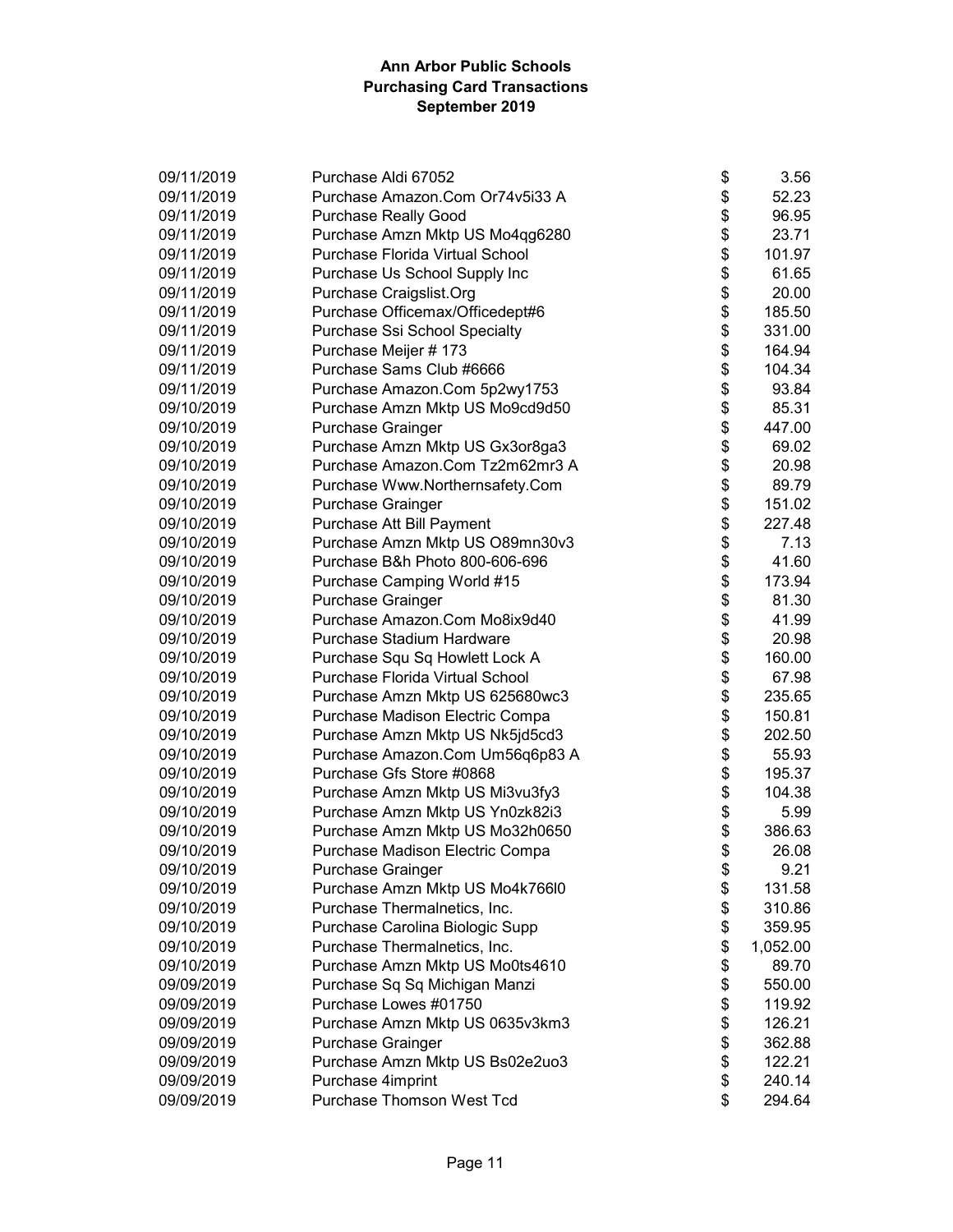**Ann Arbor Public Schools**
**Purchasing Card Transactions**
**September 2019**

| | | | |
|---|---|---|---|
| 09/11/2019 | Purchase Aldi 67052 | $ | 3.56 |
| 09/11/2019 | Purchase Amazon.Com Or74v5i33 A | $ | 52.23 |
| 09/11/2019 | Purchase Really Good | $ | 96.95 |
| 09/11/2019 | Purchase Amzn Mktp US Mo4qg6280 | $ | 23.71 |
| 09/11/2019 | Purchase Florida Virtual School | $ | 101.97 |
| 09/11/2019 | Purchase Us School Supply Inc | $ | 61.65 |
| 09/11/2019 | Purchase Craigslist.Org | $ | 20.00 |
| 09/11/2019 | Purchase Officemax/Officedept#6 | $ | 185.50 |
| 09/11/2019 | Purchase Ssi School Specialty | $ | 331.00 |
| 09/11/2019 | Purchase Meijer # 173 | $ | 164.94 |
| 09/11/2019 | Purchase Sams Club #6666 | $ | 104.34 |
| 09/11/2019 | Purchase Amazon.Com 5p2wy1753 | $ | 93.84 |
| 09/10/2019 | Purchase Amzn Mktp US Mo9cd9d50 | $ | 85.31 |
| 09/10/2019 | Purchase Grainger | $ | 447.00 |
| 09/10/2019 | Purchase Amzn Mktp US Gx3or8ga3 | $ | 69.02 |
| 09/10/2019 | Purchase Amazon.Com Tz2m62mr3 A | $ | 20.98 |
| 09/10/2019 | Purchase Www.Northernsafety.Com | $ | 89.79 |
| 09/10/2019 | Purchase Grainger | $ | 151.02 |
| 09/10/2019 | Purchase Att Bill Payment | $ | 227.48 |
| 09/10/2019 | Purchase Amzn Mktp US O89mn30v3 | $ | 7.13 |
| 09/10/2019 | Purchase B&h Photo 800-606-696 | $ | 41.60 |
| 09/10/2019 | Purchase Camping World #15 | $ | 173.94 |
| 09/10/2019 | Purchase Grainger | $ | 81.30 |
| 09/10/2019 | Purchase Amazon.Com Mo8ix9d40 | $ | 41.99 |
| 09/10/2019 | Purchase Stadium Hardware | $ | 20.98 |
| 09/10/2019 | Purchase Squ Sq Howlett Lock A | $ | 160.00 |
| 09/10/2019 | Purchase Florida Virtual School | $ | 67.98 |
| 09/10/2019 | Purchase Amzn Mktp US 625680wc3 | $ | 235.65 |
| 09/10/2019 | Purchase Madison Electric Compa | $ | 150.81 |
| 09/10/2019 | Purchase Amzn Mktp US Nk5jd5cd3 | $ | 202.50 |
| 09/10/2019 | Purchase Amazon.Com Um56q6p83 A | $ | 55.93 |
| 09/10/2019 | Purchase Gfs Store #0868 | $ | 195.37 |
| 09/10/2019 | Purchase Amzn Mktp US Mi3vu3fy3 | $ | 104.38 |
| 09/10/2019 | Purchase Amzn Mktp US Yn0zk82i3 | $ | 5.99 |
| 09/10/2019 | Purchase Amzn Mktp US Mo32h0650 | $ | 386.63 |
| 09/10/2019 | Purchase Madison Electric Compa | $ | 26.08 |
| 09/10/2019 | Purchase Grainger | $ | 9.21 |
| 09/10/2019 | Purchase Amzn Mktp US Mo4k766l0 | $ | 131.58 |
| 09/10/2019 | Purchase Thermalnetics, Inc. | $ | 310.86 |
| 09/10/2019 | Purchase Carolina Biologic Supp | $ | 359.95 |
| 09/10/2019 | Purchase Thermalnetics, Inc. | $ | 1,052.00 |
| 09/10/2019 | Purchase Amzn Mktp US Mo0ts4610 | $ | 89.70 |
| 09/09/2019 | Purchase Sq Sq Michigan Manzi | $ | 550.00 |
| 09/09/2019 | Purchase Lowes #01750 | $ | 119.92 |
| 09/09/2019 | Purchase Amzn Mktp US 0635v3km3 | $ | 126.21 |
| 09/09/2019 | Purchase Grainger | $ | 362.88 |
| 09/09/2019 | Purchase Amzn Mktp US Bs02e2uo3 | $ | 122.21 |
| 09/09/2019 | Purchase 4imprint | $ | 240.14 |
| 09/09/2019 | Purchase Thomson West Tcd | $ | 294.64 |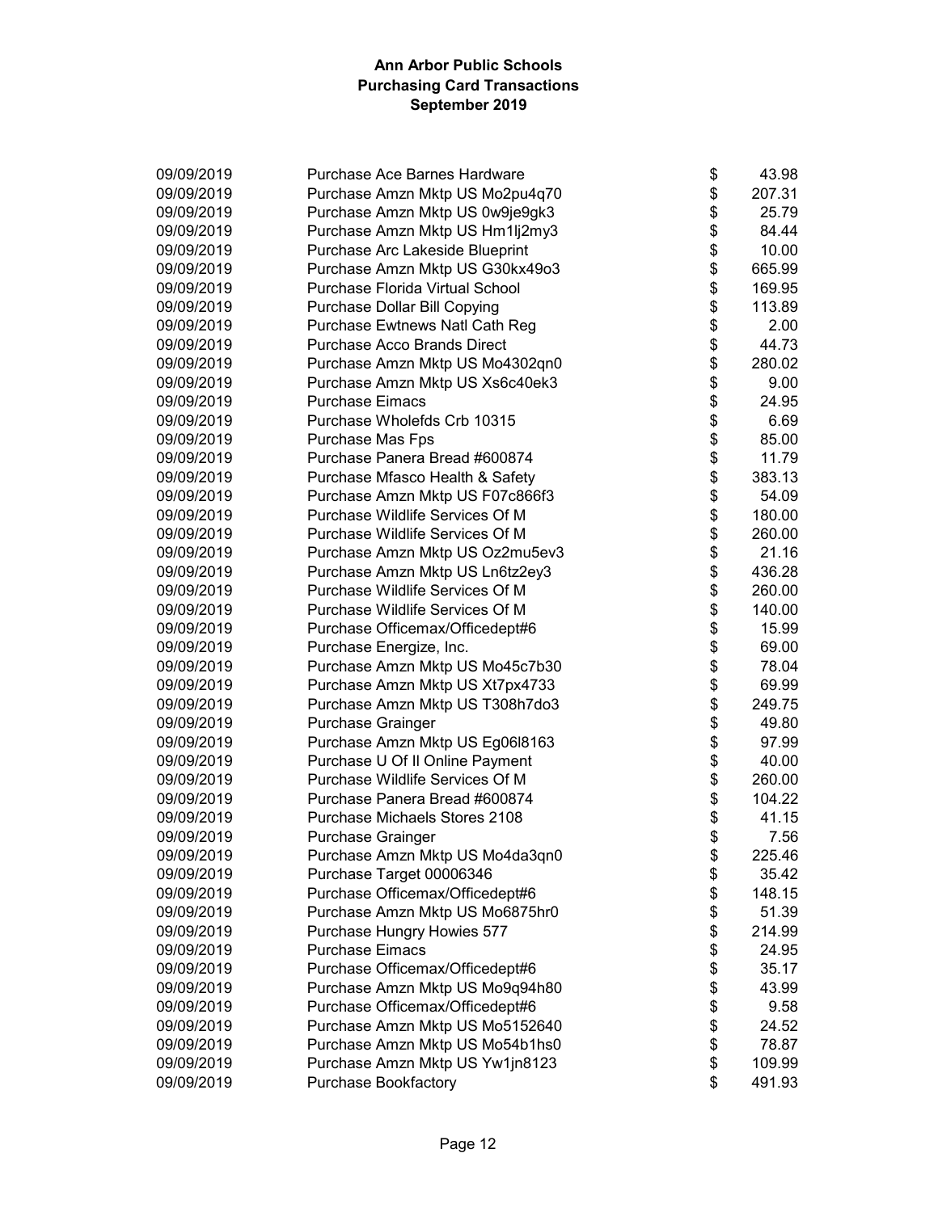**Ann Arbor Public Schools**
**Purchasing Card Transactions**
**September 2019**

| | | | |
|---|---|---|---|
| 09/09/2019 | Purchase Ace Barnes Hardware | $ | 43.98 |
| 09/09/2019 | Purchase Amzn Mktp US Mo2pu4q70 | $ | 207.31 |
| 09/09/2019 | Purchase Amzn Mktp US 0w9je9gk3 | $ | 25.79 |
| 09/09/2019 | Purchase Amzn Mktp US Hm1lj2my3 | $ | 84.44 |
| 09/09/2019 | Purchase Arc Lakeside Blueprint | $ | 10.00 |
| 09/09/2019 | Purchase Amzn Mktp US G30kx49o3 | $ | 665.99 |
| 09/09/2019 | Purchase Florida Virtual School | $ | 169.95 |
| 09/09/2019 | Purchase Dollar Bill Copying | $ | 113.89 |
| 09/09/2019 | Purchase Ewtnews Natl Cath Reg | $ | 2.00 |
| 09/09/2019 | Purchase Acco Brands Direct | $ | 44.73 |
| 09/09/2019 | Purchase Amzn Mktp US Mo4302qn0 | $ | 280.02 |
| 09/09/2019 | Purchase Amzn Mktp US Xs6c40ek3 | $ | 9.00 |
| 09/09/2019 | Purchase Eimacs | $ | 24.95 |
| 09/09/2019 | Purchase Wholefds Crb 10315 | $ | 6.69 |
| 09/09/2019 | Purchase Mas Fps | $ | 85.00 |
| 09/09/2019 | Purchase Panera Bread #600874 | $ | 11.79 |
| 09/09/2019 | Purchase Mfasco Health & Safety | $ | 383.13 |
| 09/09/2019 | Purchase Amzn Mktp US F07c866f3 | $ | 54.09 |
| 09/09/2019 | Purchase Wildlife Services Of M | $ | 180.00 |
| 09/09/2019 | Purchase Wildlife Services Of M | $ | 260.00 |
| 09/09/2019 | Purchase Amzn Mktp US Oz2mu5ev3 | $ | 21.16 |
| 09/09/2019 | Purchase Amzn Mktp US Ln6tz2ey3 | $ | 436.28 |
| 09/09/2019 | Purchase Wildlife Services Of M | $ | 260.00 |
| 09/09/2019 | Purchase Wildlife Services Of M | $ | 140.00 |
| 09/09/2019 | Purchase Officemax/Officedept#6 | $ | 15.99 |
| 09/09/2019 | Purchase Energize, Inc. | $ | 69.00 |
| 09/09/2019 | Purchase Amzn Mktp US Mo45c7b30 | $ | 78.04 |
| 09/09/2019 | Purchase Amzn Mktp US Xt7px4733 | $ | 69.99 |
| 09/09/2019 | Purchase Amzn Mktp US T308h7do3 | $ | 249.75 |
| 09/09/2019 | Purchase Grainger | $ | 49.80 |
| 09/09/2019 | Purchase Amzn Mktp US Eg06l8163 | $ | 97.99 |
| 09/09/2019 | Purchase U Of Il Online Payment | $ | 40.00 |
| 09/09/2019 | Purchase Wildlife Services Of M | $ | 260.00 |
| 09/09/2019 | Purchase Panera Bread #600874 | $ | 104.22 |
| 09/09/2019 | Purchase Michaels Stores 2108 | $ | 41.15 |
| 09/09/2019 | Purchase Grainger | $ | 7.56 |
| 09/09/2019 | Purchase Amzn Mktp US Mo4da3qn0 | $ | 225.46 |
| 09/09/2019 | Purchase Target 00006346 | $ | 35.42 |
| 09/09/2019 | Purchase Officemax/Officedept#6 | $ | 148.15 |
| 09/09/2019 | Purchase Amzn Mktp US Mo6875hr0 | $ | 51.39 |
| 09/09/2019 | Purchase Hungry Howies 577 | $ | 214.99 |
| 09/09/2019 | Purchase Eimacs | $ | 24.95 |
| 09/09/2019 | Purchase Officemax/Officedept#6 | $ | 35.17 |
| 09/09/2019 | Purchase Amzn Mktp US Mo9q94h80 | $ | 43.99 |
| 09/09/2019 | Purchase Officemax/Officedept#6 | $ | 9.58 |
| 09/09/2019 | Purchase Amzn Mktp US Mo5152640 | $ | 24.52 |
| 09/09/2019 | Purchase Amzn Mktp US Mo54b1hs0 | $ | 78.87 |
| 09/09/2019 | Purchase Amzn Mktp US Yw1jn8123 | $ | 109.99 |
| 09/09/2019 | Purchase Bookfactory | $ | 491.93 |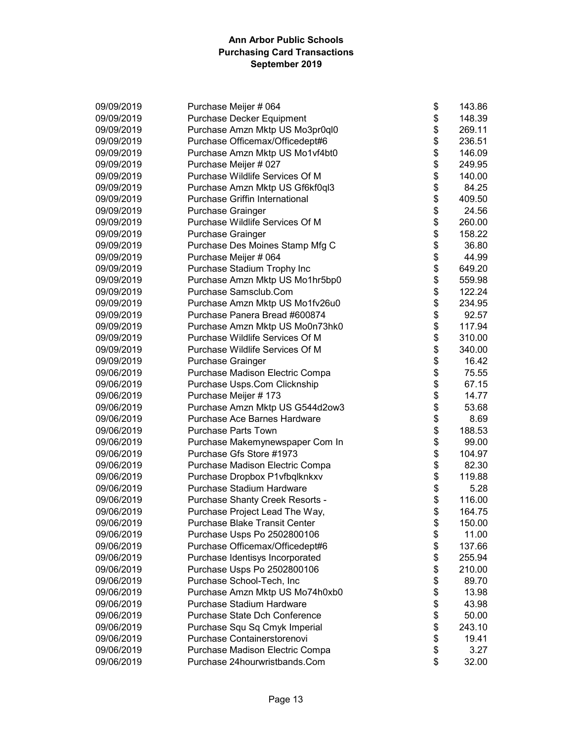# Ann Arbor Public Schools
## Purchasing Card Transactions
### September 2019

| Date | Description | Amount |
|---|---|---|
| 09/09/2019 | Purchase Meijer # 064 | $ 143.86 |
| 09/09/2019 | Purchase Decker Equipment | $ 148.39 |
| 09/09/2019 | Purchase Amzn Mktp US Mo3pr0ql0 | $ 269.11 |
| 09/09/2019 | Purchase Officemax/Officedept#6 | $ 236.51 |
| 09/09/2019 | Purchase Amzn Mktp US Mo1vf4bt0 | $ 146.09 |
| 09/09/2019 | Purchase Meijer # 027 | $ 249.95 |
| 09/09/2019 | Purchase Wildlife Services Of M | $ 140.00 |
| 09/09/2019 | Purchase Amzn Mktp US Gf6kf0ql3 | $ 84.25 |
| 09/09/2019 | Purchase Griffin International | $ 409.50 |
| 09/09/2019 | Purchase Grainger | $ 24.56 |
| 09/09/2019 | Purchase Wildlife Services Of M | $ 260.00 |
| 09/09/2019 | Purchase Grainger | $ 158.22 |
| 09/09/2019 | Purchase Des Moines Stamp Mfg C | $ 36.80 |
| 09/09/2019 | Purchase Meijer # 064 | $ 44.99 |
| 09/09/2019 | Purchase Stadium Trophy Inc | $ 649.20 |
| 09/09/2019 | Purchase Amzn Mktp US Mo1hr5bp0 | $ 559.98 |
| 09/09/2019 | Purchase Samsclub.Com | $ 122.24 |
| 09/09/2019 | Purchase Amzn Mktp US Mo1fv26u0 | $ 234.95 |
| 09/09/2019 | Purchase Panera Bread #600874 | $ 92.57 |
| 09/09/2019 | Purchase Amzn Mktp US Mo0n73hk0 | $ 117.94 |
| 09/09/2019 | Purchase Wildlife Services Of M | $ 310.00 |
| 09/09/2019 | Purchase Wildlife Services Of M | $ 340.00 |
| 09/09/2019 | Purchase Grainger | $ 16.42 |
| 09/06/2019 | Purchase Madison Electric Compa | $ 75.55 |
| 09/06/2019 | Purchase Usps.Com Clicknship | $ 67.15 |
| 09/06/2019 | Purchase Meijer # 173 | $ 14.77 |
| 09/06/2019 | Purchase Amzn Mktp US G544d2ow3 | $ 53.68 |
| 09/06/2019 | Purchase Ace Barnes Hardware | $ 8.69 |
| 09/06/2019 | Purchase Parts Town | $ 188.53 |
| 09/06/2019 | Purchase Makemynewspaper Com In | $ 99.00 |
| 09/06/2019 | Purchase Gfs Store #1973 | $ 104.97 |
| 09/06/2019 | Purchase Madison Electric Compa | $ 82.30 |
| 09/06/2019 | Purchase Dropbox P1vfbqlknkxv | $ 119.88 |
| 09/06/2019 | Purchase Stadium Hardware | $ 5.28 |
| 09/06/2019 | Purchase Shanty Creek Resorts - | $ 116.00 |
| 09/06/2019 | Purchase Project Lead The Way, | $ 164.75 |
| 09/06/2019 | Purchase Blake Transit Center | $ 150.00 |
| 09/06/2019 | Purchase Usps Po 2502800106 | $ 11.00 |
| 09/06/2019 | Purchase Officemax/Officedept#6 | $ 137.66 |
| 09/06/2019 | Purchase Identisys Incorporated | $ 255.94 |
| 09/06/2019 | Purchase Usps Po 2502800106 | $ 210.00 |
| 09/06/2019 | Purchase School-Tech, Inc | $ 89.70 |
| 09/06/2019 | Purchase Amzn Mktp US Mo74h0xb0 | $ 13.98 |
| 09/06/2019 | Purchase Stadium Hardware | $ 43.98 |
| 09/06/2019 | Purchase State Dch Conference | $ 50.00 |
| 09/06/2019 | Purchase Squ Sq Cmyk Imperial | $ 243.10 |
| 09/06/2019 | Purchase Containerstorenovi | $ 19.41 |
| 09/06/2019 | Purchase Madison Electric Compa | $ 3.27 |
| 09/06/2019 | Purchase 24hourwristbands.Com | $ 32.00 |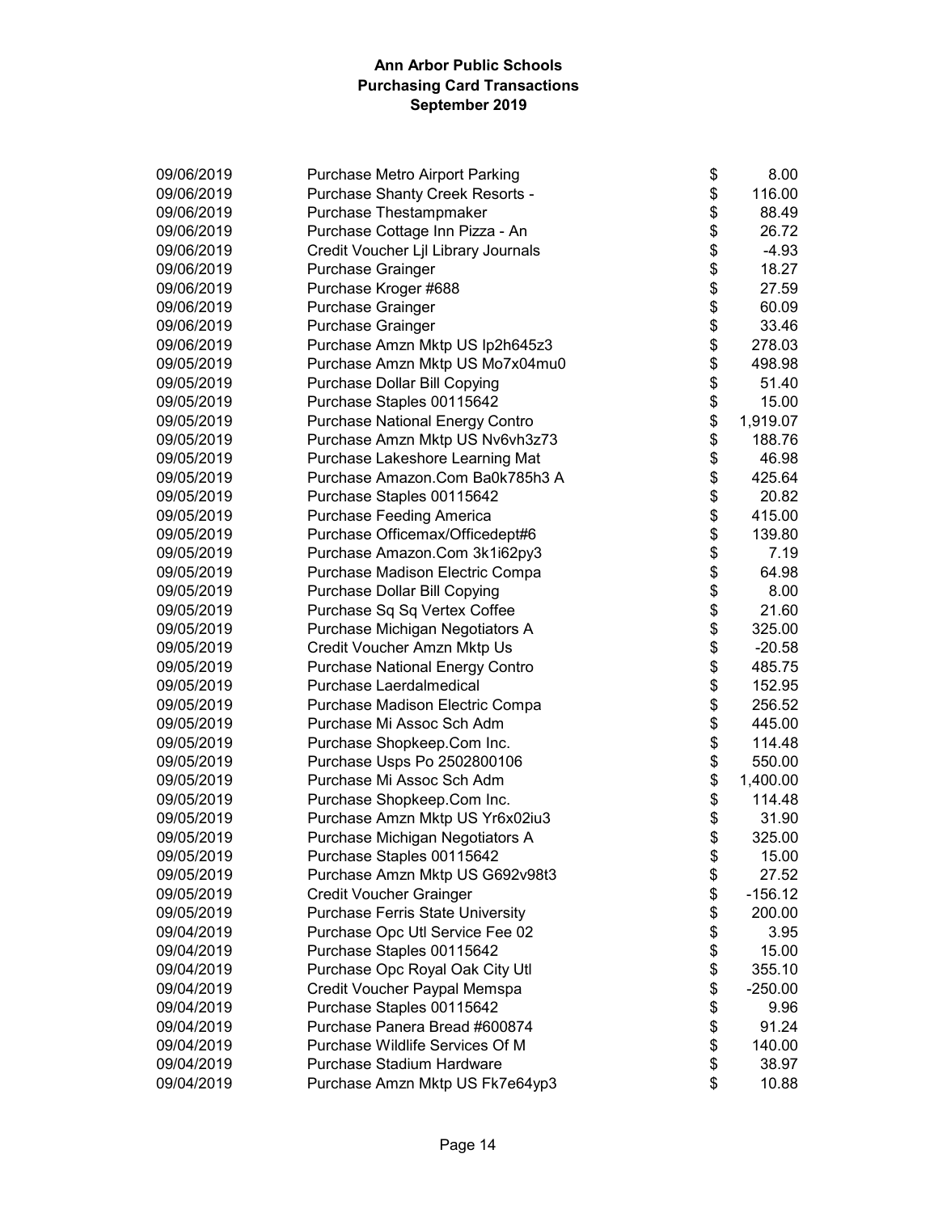# Ann Arbor Public Schools
## Purchasing Card Transactions
### September 2019

| | | | |
|---|---|---|---|
| 09/06/2019 | Purchase Metro Airport Parking | $ | 8.00 |
| 09/06/2019 | Purchase Shanty Creek Resorts - | $ | 116.00 |
| 09/06/2019 | Purchase Thestampmaker | $ | 88.49 |
| 09/06/2019 | Purchase Cottage Inn Pizza - An | $ | 26.72 |
| 09/06/2019 | Credit Voucher Ljl Library Journals | $ | -4.93 |
| 09/06/2019 | Purchase Grainger | $ | 18.27 |
| 09/06/2019 | Purchase Kroger #688 | $ | 27.59 |
| 09/06/2019 | Purchase Grainger | $ | 60.09 |
| 09/06/2019 | Purchase Grainger | $ | 33.46 |
| 09/06/2019 | Purchase Amzn Mktp US Ip2h645z3 | $ | 278.03 |
| 09/05/2019 | Purchase Amzn Mktp US Mo7x04mu0 | $ | 498.98 |
| 09/05/2019 | Purchase Dollar Bill Copying | $ | 51.40 |
| 09/05/2019 | Purchase Staples 00115642 | $ | 15.00 |
| 09/05/2019 | Purchase National Energy Contro | $ | 1,919.07 |
| 09/05/2019 | Purchase Amzn Mktp US Nv6vh3z73 | $ | 188.76 |
| 09/05/2019 | Purchase Lakeshore Learning Mat | $ | 46.98 |
| 09/05/2019 | Purchase Amazon.Com Ba0k785h3 A | $ | 425.64 |
| 09/05/2019 | Purchase Staples 00115642 | $ | 20.82 |
| 09/05/2019 | Purchase Feeding America | $ | 415.00 |
| 09/05/2019 | Purchase Officemax/Officedept#6 | $ | 139.80 |
| 09/05/2019 | Purchase Amazon.Com 3k1i62py3 | $ | 7.19 |
| 09/05/2019 | Purchase Madison Electric Compa | $ | 64.98 |
| 09/05/2019 | Purchase Dollar Bill Copying | $ | 8.00 |
| 09/05/2019 | Purchase Sq Sq Vertex Coffee | $ | 21.60 |
| 09/05/2019 | Purchase Michigan Negotiators A | $ | 325.00 |
| 09/05/2019 | Credit Voucher Amzn Mktp Us | $ | -20.58 |
| 09/05/2019 | Purchase National Energy Contro | $ | 485.75 |
| 09/05/2019 | Purchase Laerdalmedical | $ | 152.95 |
| 09/05/2019 | Purchase Madison Electric Compa | $ | 256.52 |
| 09/05/2019 | Purchase Mi Assoc Sch Adm | $ | 445.00 |
| 09/05/2019 | Purchase Shopkeep.Com Inc. | $ | 114.48 |
| 09/05/2019 | Purchase Usps Po 2502800106 | $ | 550.00 |
| 09/05/2019 | Purchase Mi Assoc Sch Adm | $ | 1,400.00 |
| 09/05/2019 | Purchase Shopkeep.Com Inc. | $ | 114.48 |
| 09/05/2019 | Purchase Amzn Mktp US Yr6x02iu3 | $ | 31.90 |
| 09/05/2019 | Purchase Michigan Negotiators A | $ | 325.00 |
| 09/05/2019 | Purchase Staples 00115642 | $ | 15.00 |
| 09/05/2019 | Purchase Amzn Mktp US G692v98t3 | $ | 27.52 |
| 09/05/2019 | Credit Voucher Grainger | $ | -156.12 |
| 09/05/2019 | Purchase Ferris State University | $ | 200.00 |
| 09/04/2019 | Purchase Opc Utl Service Fee 02 | $ | 3.95 |
| 09/04/2019 | Purchase Staples 00115642 | $ | 15.00 |
| 09/04/2019 | Purchase Opc Royal Oak City Utl | $ | 355.10 |
| 09/04/2019 | Credit Voucher Paypal Memspa | $ | -250.00 |
| 09/04/2019 | Purchase Staples 00115642 | $ | 9.96 |
| 09/04/2019 | Purchase Panera Bread #600874 | $ | 91.24 |
| 09/04/2019 | Purchase Wildlife Services Of M | $ | 140.00 |
| 09/04/2019 | Purchase Stadium Hardware | $ | 38.97 |
| 09/04/2019 | Purchase Amzn Mktp US Fk7e64yp3 | $ | 10.88 |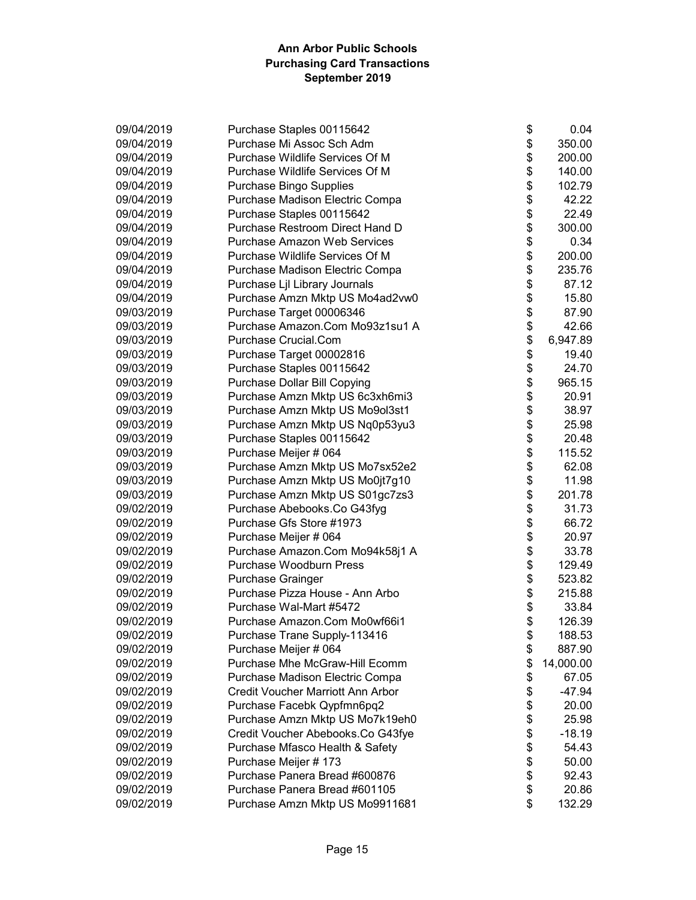# Ann Arbor Public Schools
## Purchasing Card Transactions
### September 2019

| Date | Description | Amount |
|---|---|---|
| 09/04/2019 | Purchase Staples 00115642 | $ 0.04 |
| 09/04/2019 | Purchase Mi Assoc Sch Adm | $ 350.00 |
| 09/04/2019 | Purchase Wildlife Services Of M | $ 200.00 |
| 09/04/2019 | Purchase Wildlife Services Of M | $ 140.00 |
| 09/04/2019 | Purchase Bingo Supplies | $ 102.79 |
| 09/04/2019 | Purchase Madison Electric Compa | $ 42.22 |
| 09/04/2019 | Purchase Staples 00115642 | $ 22.49 |
| 09/04/2019 | Purchase Restroom Direct Hand D | $ 300.00 |
| 09/04/2019 | Purchase Amazon Web Services | $ 0.34 |
| 09/04/2019 | Purchase Wildlife Services Of M | $ 200.00 |
| 09/04/2019 | Purchase Madison Electric Compa | $ 235.76 |
| 09/04/2019 | Purchase Ljl Library Journals | $ 87.12 |
| 09/04/2019 | Purchase Amzn Mktp US Mo4ad2vw0 | $ 15.80 |
| 09/03/2019 | Purchase Target 00006346 | $ 87.90 |
| 09/03/2019 | Purchase Amazon.Com Mo93z1su1 A | $ 42.66 |
| 09/03/2019 | Purchase Crucial.Com | $ 6,947.89 |
| 09/03/2019 | Purchase Target 00002816 | $ 19.40 |
| 09/03/2019 | Purchase Staples 00115642 | $ 24.70 |
| 09/03/2019 | Purchase Dollar Bill Copying | $ 965.15 |
| 09/03/2019 | Purchase Amzn Mktp US 6c3xh6mi3 | $ 20.91 |
| 09/03/2019 | Purchase Amzn Mktp US Mo9ol3st1 | $ 38.97 |
| 09/03/2019 | Purchase Amzn Mktp US Nq0p53yu3 | $ 25.98 |
| 09/03/2019 | Purchase Staples 00115642 | $ 20.48 |
| 09/03/2019 | Purchase Meijer # 064 | $ 115.52 |
| 09/03/2019 | Purchase Amzn Mktp US Mo7sx52e2 | $ 62.08 |
| 09/03/2019 | Purchase Amzn Mktp US Mo0jt7g10 | $ 11.98 |
| 09/03/2019 | Purchase Amzn Mktp US S01gc7zs3 | $ 201.78 |
| 09/02/2019 | Purchase Abebooks.Co G43fyg | $ 31.73 |
| 09/02/2019 | Purchase Gfs Store #1973 | $ 66.72 |
| 09/02/2019 | Purchase Meijer # 064 | $ 20.97 |
| 09/02/2019 | Purchase Amazon.Com Mo94k58j1 A | $ 33.78 |
| 09/02/2019 | Purchase Woodburn Press | $ 129.49 |
| 09/02/2019 | Purchase Grainger | $ 523.82 |
| 09/02/2019 | Purchase Pizza House - Ann Arbo | $ 215.88 |
| 09/02/2019 | Purchase Wal-Mart #5472 | $ 33.84 |
| 09/02/2019 | Purchase Amazon.Com Mo0wf66i1 | $ 126.39 |
| 09/02/2019 | Purchase Trane Supply-113416 | $ 188.53 |
| 09/02/2019 | Purchase Meijer # 064 | $ 887.90 |
| 09/02/2019 | Purchase Mhe McGraw-Hill Ecomm | $ 14,000.00 |
| 09/02/2019 | Purchase Madison Electric Compa | $ 67.05 |
| 09/02/2019 | Credit Voucher Marriott Ann Arbor | $ -47.94 |
| 09/02/2019 | Purchase Facebk Qypfmn6pq2 | $ 20.00 |
| 09/02/2019 | Purchase Amzn Mktp US Mo7k19eh0 | $ 25.98 |
| 09/02/2019 | Credit Voucher Abebooks.Co G43fye | $ -18.19 |
| 09/02/2019 | Purchase Mfasco Health & Safety | $ 54.43 |
| 09/02/2019 | Purchase Meijer # 173 | $ 50.00 |
| 09/02/2019 | Purchase Panera Bread #600876 | $ 92.43 |
| 09/02/2019 | Purchase Panera Bread #601105 | $ 20.86 |
| 09/02/2019 | Purchase Amzn Mktp US Mo9911681 | $ 132.29 |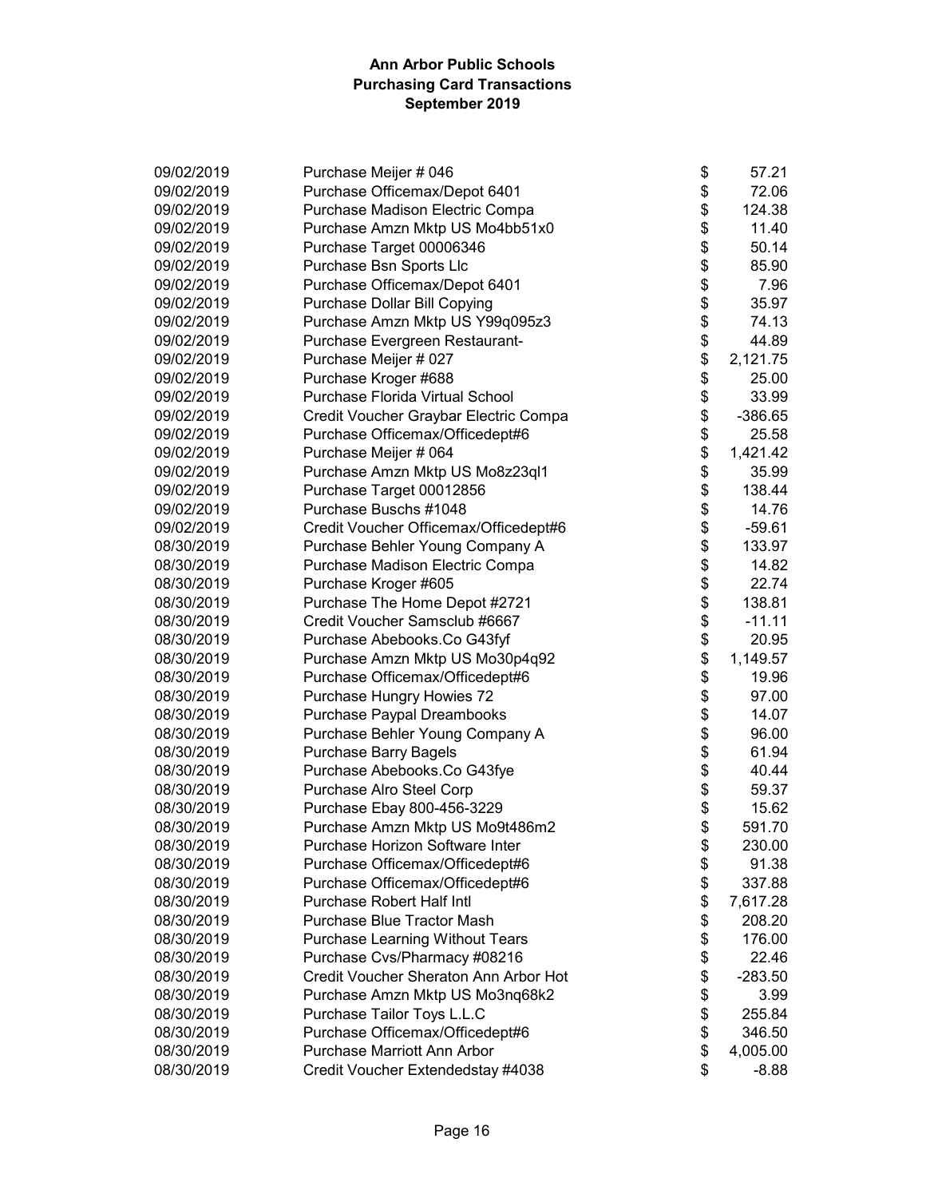# Ann Arbor Public Schools
## Purchasing Card Transactions
### September 2019

| Date | Description | Amount |
|---|---|---|
| 09/02/2019 | Purchase Meijer # 046 | $ 57.21 |
| 09/02/2019 | Purchase Officemax/Depot 6401 | $ 72.06 |
| 09/02/2019 | Purchase Madison Electric Compa | $ 124.38 |
| 09/02/2019 | Purchase Amzn Mktp US Mo4bb51x0 | $ 11.40 |
| 09/02/2019 | Purchase Target 00006346 | $ 50.14 |
| 09/02/2019 | Purchase Bsn Sports Llc | $ 85.90 |
| 09/02/2019 | Purchase Officemax/Depot 6401 | $ 7.96 |
| 09/02/2019 | Purchase Dollar Bill Copying | $ 35.97 |
| 09/02/2019 | Purchase Amzn Mktp US Y99q095z3 | $ 74.13 |
| 09/02/2019 | Purchase Evergreen Restaurant- | $ 44.89 |
| 09/02/2019 | Purchase Meijer # 027 | $ 2,121.75 |
| 09/02/2019 | Purchase Kroger #688 | $ 25.00 |
| 09/02/2019 | Purchase Florida Virtual School | $ 33.99 |
| 09/02/2019 | Credit Voucher Graybar Electric Compa | $ -386.65 |
| 09/02/2019 | Purchase Officemax/Officedept#6 | $ 25.58 |
| 09/02/2019 | Purchase Meijer # 064 | $ 1,421.42 |
| 09/02/2019 | Purchase Amzn Mktp US Mo8z23ql1 | $ 35.99 |
| 09/02/2019 | Purchase Target 00012856 | $ 138.44 |
| 09/02/2019 | Purchase Buschs #1048 | $ 14.76 |
| 09/02/2019 | Credit Voucher Officemax/Officedept#6 | $ -59.61 |
| 08/30/2019 | Purchase Behler Young Company A | $ 133.97 |
| 08/30/2019 | Purchase Madison Electric Compa | $ 14.82 |
| 08/30/2019 | Purchase Kroger #605 | $ 22.74 |
| 08/30/2019 | Purchase The Home Depot #2721 | $ 138.81 |
| 08/30/2019 | Credit Voucher Samsclub #6667 | $ -11.11 |
| 08/30/2019 | Purchase Abebooks.Co G43fyf | $ 20.95 |
| 08/30/2019 | Purchase Amzn Mktp US Mo30p4q92 | $ 1,149.57 |
| 08/30/2019 | Purchase Officemax/Officedept#6 | $ 19.96 |
| 08/30/2019 | Purchase Hungry Howies 72 | $ 97.00 |
| 08/30/2019 | Purchase Paypal Dreambooks | $ 14.07 |
| 08/30/2019 | Purchase Behler Young Company A | $ 96.00 |
| 08/30/2019 | Purchase Barry Bagels | $ 61.94 |
| 08/30/2019 | Purchase Abebooks.Co G43fye | $ 40.44 |
| 08/30/2019 | Purchase Alro Steel Corp | $ 59.37 |
| 08/30/2019 | Purchase Ebay 800-456-3229 | $ 15.62 |
| 08/30/2019 | Purchase Amzn Mktp US Mo9t486m2 | $ 591.70 |
| 08/30/2019 | Purchase Horizon Software Inter | $ 230.00 |
| 08/30/2019 | Purchase Officemax/Officedept#6 | $ 91.38 |
| 08/30/2019 | Purchase Officemax/Officedept#6 | $ 337.88 |
| 08/30/2019 | Purchase Robert Half Intl | $ 7,617.28 |
| 08/30/2019 | Purchase Blue Tractor Mash | $ 208.20 |
| 08/30/2019 | Purchase Learning Without Tears | $ 176.00 |
| 08/30/2019 | Purchase Cvs/Pharmacy #08216 | $ 22.46 |
| 08/30/2019 | Credit Voucher Sheraton Ann Arbor Hot | $ -283.50 |
| 08/30/2019 | Purchase Amzn Mktp US Mo3nq68k2 | $ 3.99 |
| 08/30/2019 | Purchase Tailor Toys L.L.C | $ 255.84 |
| 08/30/2019 | Purchase Officemax/Officedept#6 | $ 346.50 |
| 08/30/2019 | Purchase Marriott Ann Arbor | $ 4,005.00 |
| 08/30/2019 | Credit Voucher Extendedstay #4038 | $ -8.88 |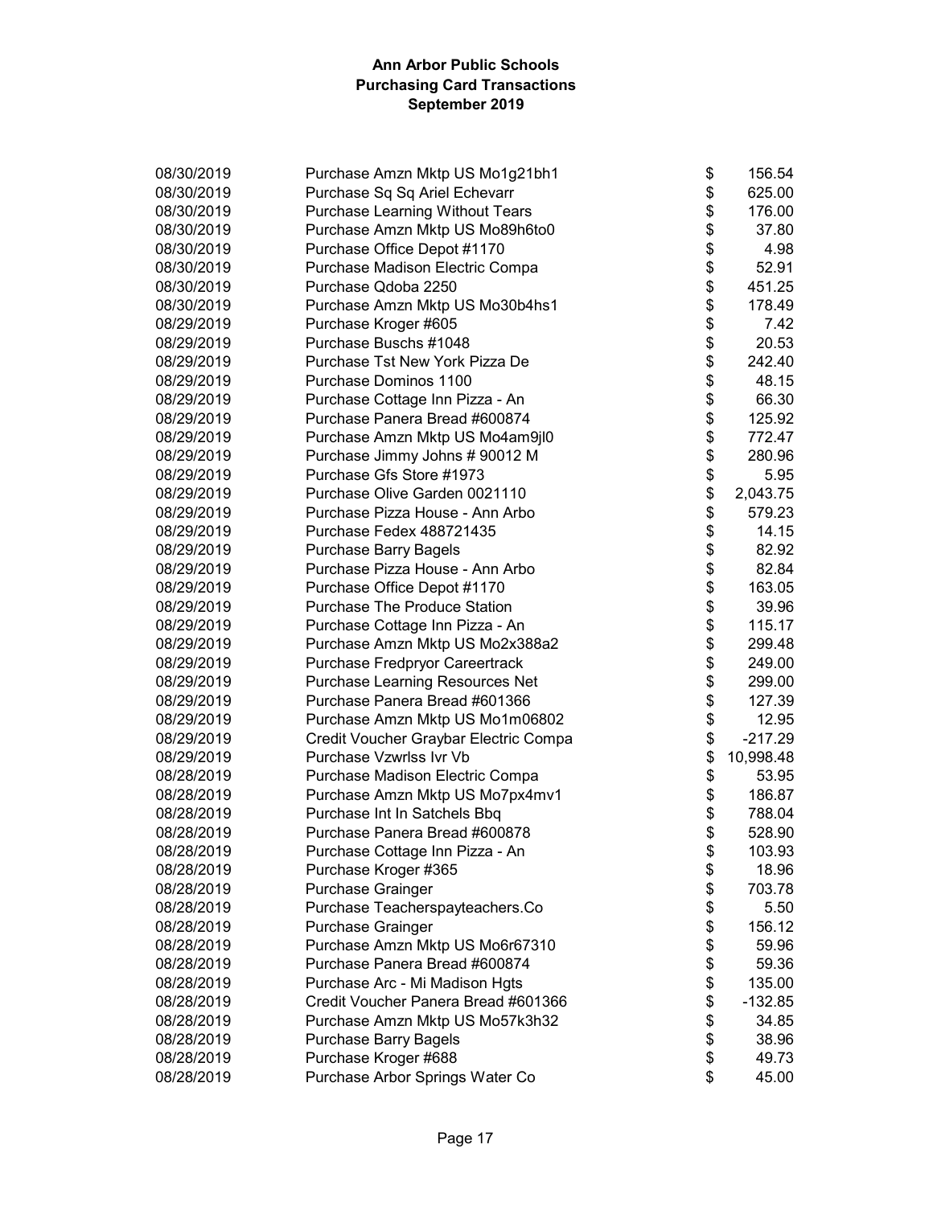# Ann Arbor Public Schools
## Purchasing Card Transactions
### September 2019

| Date | Description | Amount |
|---|---|---|
| 08/30/2019 | Purchase Amzn Mktp US Mo1g21bh1 | $ 156.54 |
| 08/30/2019 | Purchase Sq Sq Ariel Echevarr | $ 625.00 |
| 08/30/2019 | Purchase Learning Without Tears | $ 176.00 |
| 08/30/2019 | Purchase Amzn Mktp US Mo89h6to0 | $ 37.80 |
| 08/30/2019 | Purchase Office Depot #1170 | $ 4.98 |
| 08/30/2019 | Purchase Madison Electric Compa | $ 52.91 |
| 08/30/2019 | Purchase Qdoba 2250 | $ 451.25 |
| 08/30/2019 | Purchase Amzn Mktp US Mo30b4hs1 | $ 178.49 |
| 08/29/2019 | Purchase Kroger #605 | $ 7.42 |
| 08/29/2019 | Purchase Buschs #1048 | $ 20.53 |
| 08/29/2019 | Purchase Tst New York Pizza De | $ 242.40 |
| 08/29/2019 | Purchase Dominos 1100 | $ 48.15 |
| 08/29/2019 | Purchase Cottage Inn Pizza - An | $ 66.30 |
| 08/29/2019 | Purchase Panera Bread #600874 | $ 125.92 |
| 08/29/2019 | Purchase Amzn Mktp US Mo4am9jl0 | $ 772.47 |
| 08/29/2019 | Purchase Jimmy Johns # 90012 M | $ 280.96 |
| 08/29/2019 | Purchase Gfs Store #1973 | $ 5.95 |
| 08/29/2019 | Purchase Olive Garden 0021110 | $ 2,043.75 |
| 08/29/2019 | Purchase Pizza House - Ann Arbo | $ 579.23 |
| 08/29/2019 | Purchase Fedex 488721435 | $ 14.15 |
| 08/29/2019 | Purchase Barry Bagels | $ 82.92 |
| 08/29/2019 | Purchase Pizza House - Ann Arbo | $ 82.84 |
| 08/29/2019 | Purchase Office Depot #1170 | $ 163.05 |
| 08/29/2019 | Purchase The Produce Station | $ 39.96 |
| 08/29/2019 | Purchase Cottage Inn Pizza - An | $ 115.17 |
| 08/29/2019 | Purchase Amzn Mktp US Mo2x388a2 | $ 299.48 |
| 08/29/2019 | Purchase Fredpryor Careertrack | $ 249.00 |
| 08/29/2019 | Purchase Learning Resources Net | $ 299.00 |
| 08/29/2019 | Purchase Panera Bread #601366 | $ 127.39 |
| 08/29/2019 | Purchase Amzn Mktp US Mo1m06802 | $ 12.95 |
| 08/29/2019 | Credit Voucher Graybar Electric Compa | $ -217.29 |
| 08/29/2019 | Purchase Vzwrlss Ivr Vb | $ 10,998.48 |
| 08/28/2019 | Purchase Madison Electric Compa | $ 53.95 |
| 08/28/2019 | Purchase Amzn Mktp US Mo7px4mv1 | $ 186.87 |
| 08/28/2019 | Purchase Int In Satchels Bbq | $ 788.04 |
| 08/28/2019 | Purchase Panera Bread #600878 | $ 528.90 |
| 08/28/2019 | Purchase Cottage Inn Pizza - An | $ 103.93 |
| 08/28/2019 | Purchase Kroger #365 | $ 18.96 |
| 08/28/2019 | Purchase Grainger | $ 703.78 |
| 08/28/2019 | Purchase Teacherspayteachers.Co | $ 5.50 |
| 08/28/2019 | Purchase Grainger | $ 156.12 |
| 08/28/2019 | Purchase Amzn Mktp US Mo6r67310 | $ 59.96 |
| 08/28/2019 | Purchase Panera Bread #600874 | $ 59.36 |
| 08/28/2019 | Purchase Arc - Mi Madison Hgts | $ 135.00 |
| 08/28/2019 | Credit Voucher Panera Bread #601366 | $ -132.85 |
| 08/28/2019 | Purchase Amzn Mktp US Mo57k3h32 | $ 34.85 |
| 08/28/2019 | Purchase Barry Bagels | $ 38.96 |
| 08/28/2019 | Purchase Kroger #688 | $ 49.73 |
| 08/28/2019 | Purchase Arbor Springs Water Co | $ 45.00 |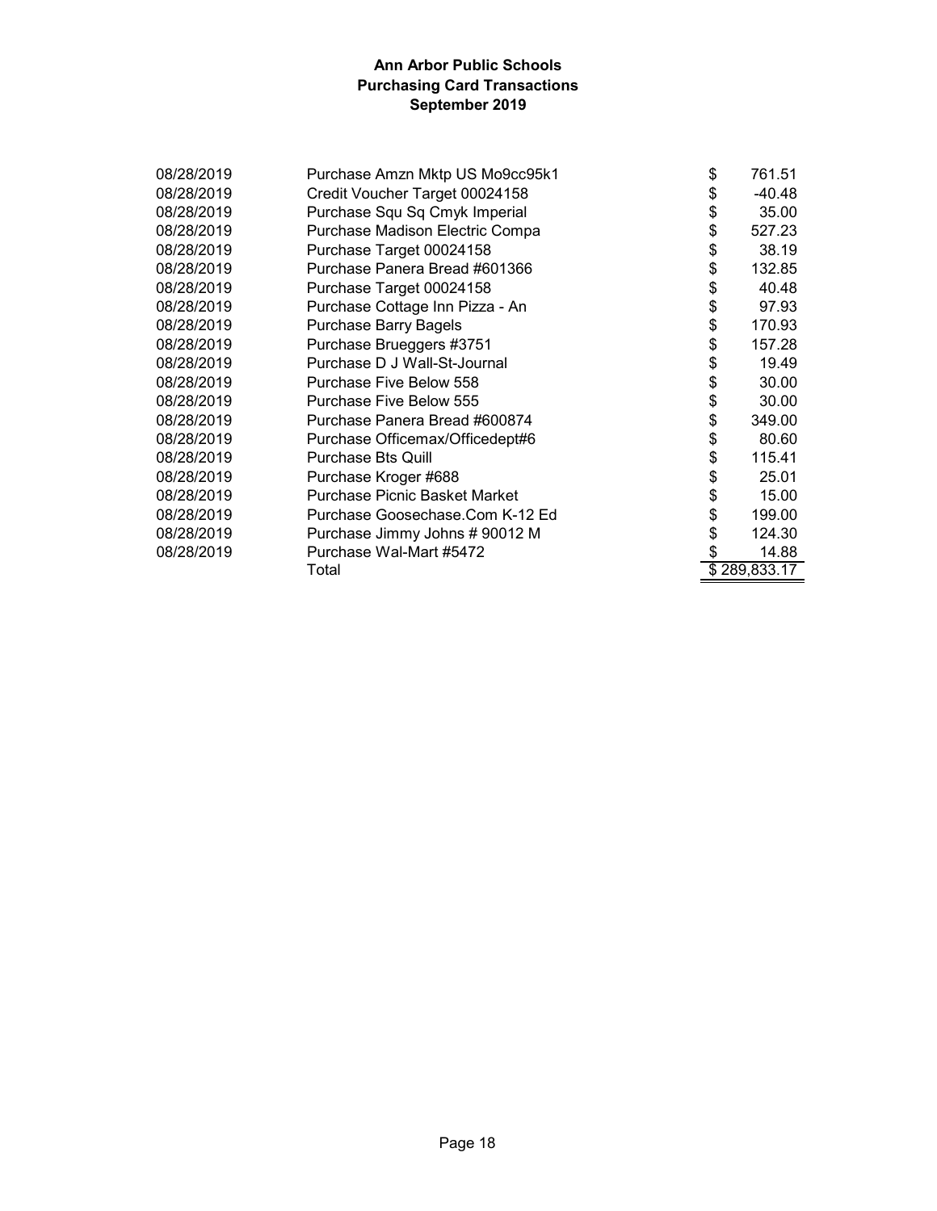**Ann Arbor Public Schools**
**Purchasing Card Transactions**
**September 2019**

| | | |
|---|---|---|
| 08/28/2019 | Purchase Amzn Mktp US Mo9cc95k1 | $ 761.51 |
| 08/28/2019 | Credit Voucher Target 00024158 | $ -40.48 |
| 08/28/2019 | Purchase Squ Sq Cmyk Imperial | $ 35.00 |
| 08/28/2019 | Purchase Madison Electric Compa | $ 527.23 |
| 08/28/2019 | Purchase Target 00024158 | $ 38.19 |
| 08/28/2019 | Purchase Panera Bread #601366 | $ 132.85 |
| 08/28/2019 | Purchase Target 00024158 | $ 40.48 |
| 08/28/2019 | Purchase Cottage Inn Pizza - An | $ 97.93 |
| 08/28/2019 | Purchase Barry Bagels | $ 170.93 |
| 08/28/2019 | Purchase Brueggers #3751 | $ 157.28 |
| 08/28/2019 | Purchase D J Wall-St-Journal | $ 19.49 |
| 08/28/2019 | Purchase Five Below 558 | $ 30.00 |
| 08/28/2019 | Purchase Five Below 555 | $ 30.00 |
| 08/28/2019 | Purchase Panera Bread #600874 | $ 349.00 |
| 08/28/2019 | Purchase Officemax/Officedept#6 | $ 80.60 |
| 08/28/2019 | Purchase Bts Quill | $ 115.41 |
| 08/28/2019 | Purchase Kroger #688 | $ 25.01 |
| 08/28/2019 | Purchase Picnic Basket Market | $ 15.00 |
| 08/28/2019 | Purchase Goosechase.Com K-12 Ed | $ 199.00 |
| 08/28/2019 | Purchase Jimmy Johns # 90012 M | $ 124.30 |
| 08/28/2019 | Purchase Wal-Mart #5472 | $ 14.88 |
| | Total | $ 289,833.17 |